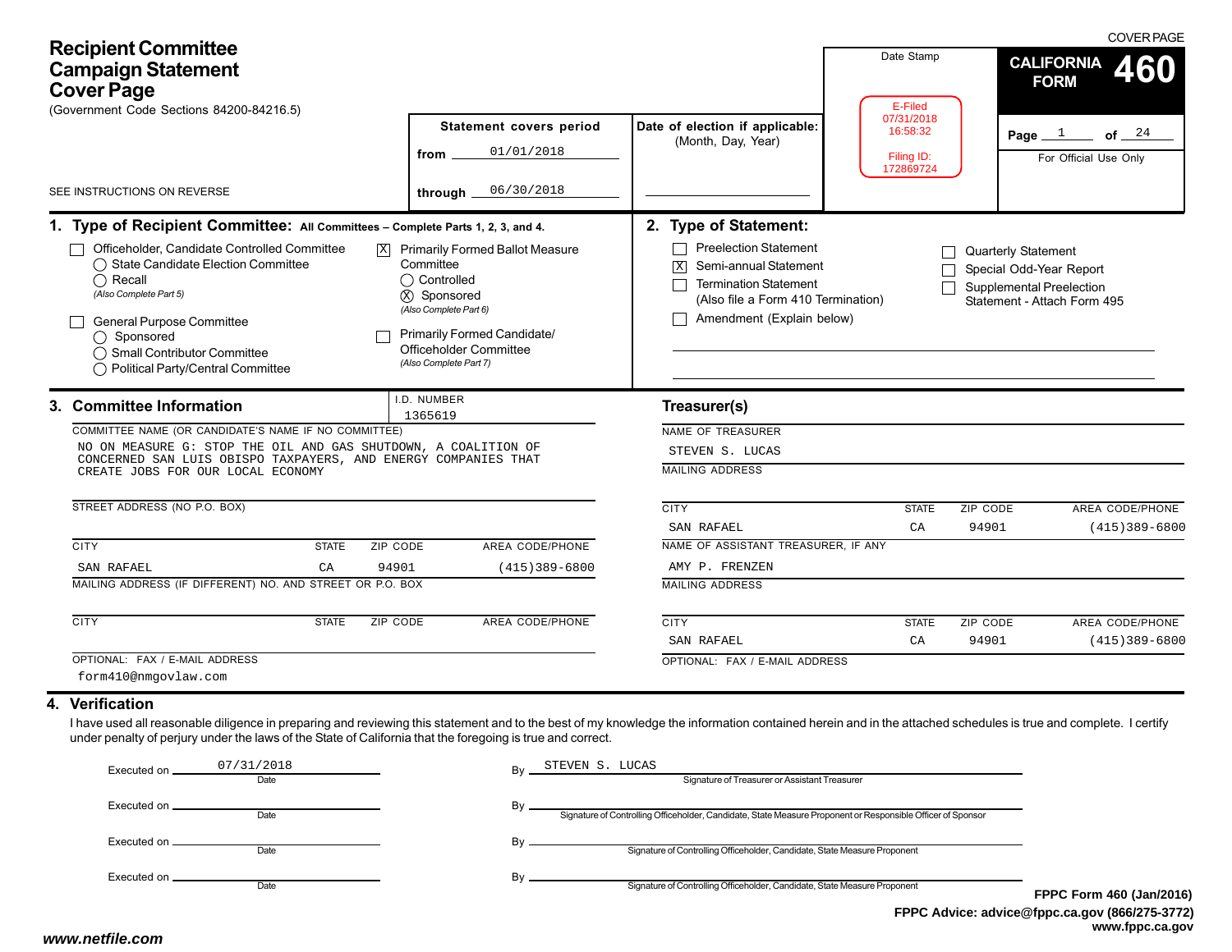COVER PAGE

# Recipient Committee Campaign Statement Cover Page

(Government Code Sections 84200-84216.5)

SEE INSTRUCTIONS ON REVERSE

**CALIFORNIA FORM 460**

Page 1 of 24

For Official Use Only

Date Stamp

E-Filed
07/31/2018
16:58:32

Filing ID:
172869724

**Statement covers period**

from 01/01/2018

through 06/30/2018

**Date of election if applicable:**
(Month, Day, Year)

## 1. Type of Recipient Committee: All Committees – Complete Parts 1, 2, 3, and 4.

- [ ] Officeholder, Candidate Controlled Committee
  - ◯ State Candidate Election Committee
  - ◯ Recall
  - *(Also Complete Part 5)*
- [ ] General Purpose Committee
  - ◯ Sponsored
  - ◯ Small Contributor Committee
  - ◯ Political Party/Central Committee
- [X] Primarily Formed Ballot Measure Committee
  - ◯ Controlled
  - ⊗ Sponsored
  - *(Also Complete Part 6)*
- [ ] Primarily Formed Candidate/ Officeholder Committee
  - *(Also Complete Part 7)*

## 2. Type of Statement:

- [ ] Preelection Statement
- [X] Semi-annual Statement
- [ ] Termination Statement (Also file a Form 410 Termination)
- [ ] Amendment (Explain below)
- [ ] Quarterly Statement
- [ ] Special Odd-Year Report
- [ ] Supplemental Preelection Statement - Attach Form 495

## 3. Committee Information

I.D. NUMBER: 1365619

COMMITTEE NAME (OR CANDIDATE'S NAME IF NO COMMITTEE):
NO ON MEASURE G: STOP THE OIL AND GAS SHUTDOWN, A COALITION OF CONCERNED SAN LUIS OBISPO TAXPAYERS, AND ENERGY COMPANIES THAT CREATE JOBS FOR OUR LOCAL ECONOMY

STREET ADDRESS (NO P.O. BOX):

| CITY | STATE | ZIP CODE | AREA CODE/PHONE |
|---|---|---|---|
| SAN RAFAEL | CA | 94901 | (415)389-6800 |

MAILING ADDRESS (IF DIFFERENT) NO. AND STREET OR P.O. BOX:

| CITY | STATE | ZIP CODE | AREA CODE/PHONE |
|---|---|---|---|
| | | | |

OPTIONAL: FAX / E-MAIL ADDRESS: form410@nmgovlaw.com

### Treasurer(s)

NAME OF TREASURER: STEVEN S. LUCAS

MAILING ADDRESS:

| CITY | STATE | ZIP CODE | AREA CODE/PHONE |
|---|---|---|---|
| SAN RAFAEL | CA | 94901 | (415)389-6800 |

NAME OF ASSISTANT TREASURER, IF ANY: AMY P. FRENZEN

MAILING ADDRESS:

| CITY | STATE | ZIP CODE | AREA CODE/PHONE |
|---|---|---|---|
| SAN RAFAEL | CA | 94901 | (415)389-6800 |

OPTIONAL: FAX / E-MAIL ADDRESS:

## 4. Verification

I have used all reasonable diligence in preparing and reviewing this statement and to the best of my knowledge the information contained herein and in the attached schedules is true and complete. I certify under penalty of perjury under the laws of the State of California that the foregoing is true and correct.

Executed on 07/31/2018 (Date) By STEVEN S. LUCAS (Signature of Treasurer or Assistant Treasurer)

Executed on ______ (Date) By ______ (Signature of Controlling Officeholder, Candidate, State Measure Proponent or Responsible Officer of Sponsor)

Executed on ______ (Date) By ______ (Signature of Controlling Officeholder, Candidate, State Measure Proponent)

Executed on ______ (Date) By ______ (Signature of Controlling Officeholder, Candidate, State Measure Proponent)

FPPC Form 460 (Jan/2016)
FPPC Advice: advice@fppc.ca.gov (866/275-3772)
www.fppc.ca.gov

www.netfile.com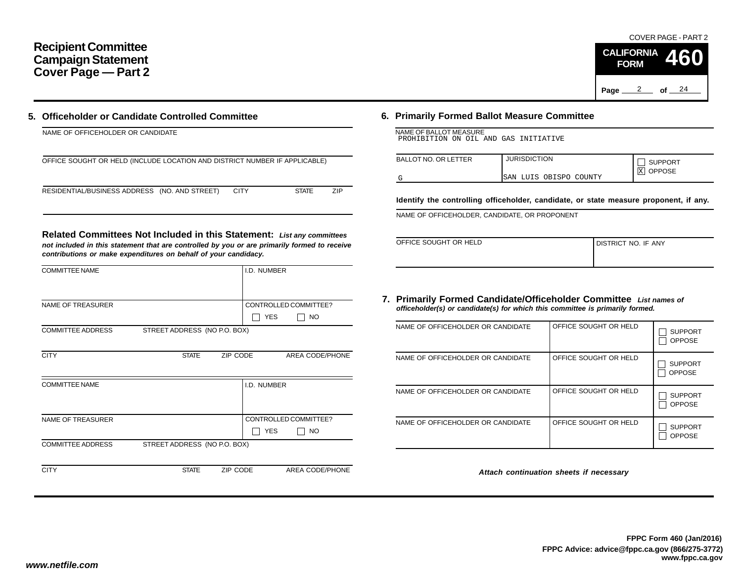# Recipient Committee Campaign Statement Cover Page — Part 2

COVER PAGE - PART 2

**CALIFORNIA FORM 460**

## 5. Officeholder or Candidate Controlled Committee

NAME OF OFFICEHOLDER OR CANDIDATE

OFFICE SOUGHT OR HELD (INCLUDE LOCATION AND DISTRICT NUMBER IF APPLICABLE)

RESIDENTIAL/BUSINESS ADDRESS (NO. AND STREET) CITY STATE ZIP

### Related Committees Not Included in this Statement:

*List any committees not included in this statement that are controlled by you or are primarily formed to receive contributions or make expenditures on behalf of your candidacy.*

| COMMITTEE NAME | | | I.D. NUMBER |
|---|---|---|---|
| NAME OF TREASURER | | | CONTROLLED COMMITTEE? ☐ YES ☐ NO |
| COMMITTEE ADDRESS | STREET ADDRESS (NO P.O. BOX) | | |
| CITY | STATE | ZIP CODE | AREA CODE/PHONE |

| COMMITTEE NAME | | | I.D. NUMBER |
|---|---|---|---|
| NAME OF TREASURER | | | CONTROLLED COMMITTEE? ☐ YES ☐ NO |
| COMMITTEE ADDRESS | STREET ADDRESS (NO P.O. BOX) | | |
| CITY | STATE | ZIP CODE | AREA CODE/PHONE |

## 6. Primarily Formed Ballot Measure Committee

NAME OF BALLOT MEASURE
PROHIBITION ON OIL AND GAS INITIATIVE

| BALLOT NO. OR LETTER | JURISDICTION | |
|---|---|---|
| G | SAN LUIS OBISPO COUNTY | ☐ SUPPORT ☒ OPPOSE |

**Identify the controlling officeholder, candidate, or state measure proponent, if any.**

NAME OF OFFICEHOLDER, CANDIDATE, OR PROPONENT

| OFFICE SOUGHT OR HELD | DISTRICT NO. IF ANY |
|---|---|
| | |

## 7. Primarily Formed Candidate/Officeholder Committee

*List names of officeholder(s) or candidate(s) for which this committee is primarily formed.*

| NAME OF OFFICEHOLDER OR CANDIDATE | OFFICE SOUGHT OR HELD | |
|---|---|---|
| | | ☐ SUPPORT ☐ OPPOSE |
| NAME OF OFFICEHOLDER OR CANDIDATE | OFFICE SOUGHT OR HELD | ☐ SUPPORT ☐ OPPOSE |
| NAME OF OFFICEHOLDER OR CANDIDATE | OFFICE SOUGHT OR HELD | ☐ SUPPORT ☐ OPPOSE |
| NAME OF OFFICEHOLDER OR CANDIDATE | OFFICE SOUGHT OR HELD | ☐ SUPPORT ☐ OPPOSE |

*Attach continuation sheets if necessary*

**FPPC Form 460 (Jan/2016)**
**FPPC Advice: advice@fppc.ca.gov (866/275-3772)**
**www.fppc.ca.gov**

*www.netfile.com*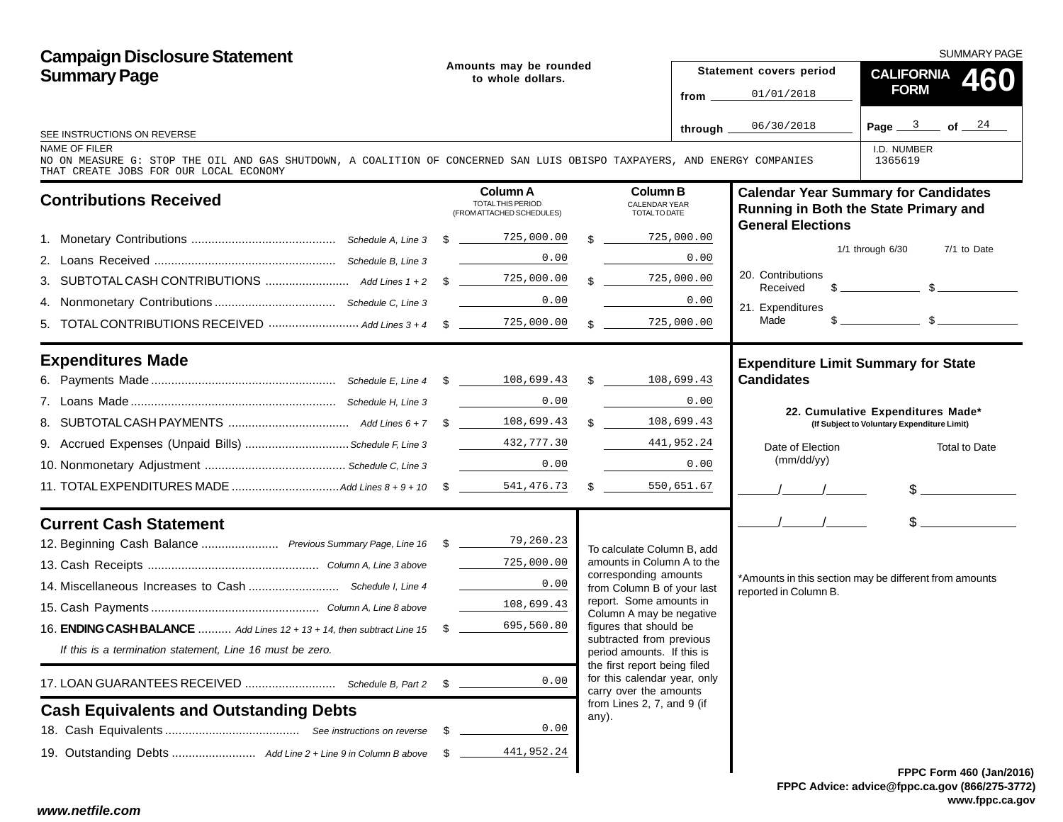# Campaign Disclosure Statement Summary Page

SUMMARY PAGE

Amounts may be rounded to whole dollars.

Statement covers period
from 01/01/2018
through 06/30/2018

**CALIFORNIA FORM 460**

SEE INSTRUCTIONS ON REVERSE

NAME OF FILER
NO ON MEASURE G: STOP THE OIL AND GAS SHUTDOWN, A COALITION OF CONCERNED SAN LUIS OBISPO TAXPAYERS, AND ENERGY COMPANIES THAT CREATE JOBS FOR OUR LOCAL ECONOMY

I.D. NUMBER
1365619

## Contributions Received

| | | Column A TOTAL THIS PERIOD (FROM ATTACHED SCHEDULES) | Column B CALENDAR YEAR TOTAL TO DATE |
|---|---|---|---|
| 1. Monetary Contributions | Schedule A, Line 3 | $ 725,000.00 | $ 725,000.00 |
| 2. Loans Received | Schedule B, Line 3 | 0.00 | 0.00 |
| 3. SUBTOTAL CASH CONTRIBUTIONS | Add Lines 1 + 2 | $ 725,000.00 | $ 725,000.00 |
| 4. Nonmonetary Contributions | Schedule C, Line 3 | 0.00 | 0.00 |
| 5. TOTAL CONTRIBUTIONS RECEIVED | Add Lines 3 + 4 | $ 725,000.00 | $ 725,000.00 |

## Expenditures Made

| | | Column A | Column B |
|---|---|---|---|
| 6. Payments Made | Schedule E, Line 4 | $ 108,699.43 | $ 108,699.43 |
| 7. Loans Made | Schedule H, Line 3 | 0.00 | 0.00 |
| 8. SUBTOTAL CASH PAYMENTS | Add Lines 6 + 7 | $ 108,699.43 | $ 108,699.43 |
| 9. Accrued Expenses (Unpaid Bills) | Schedule F, Line 3 | 432,777.30 | 441,952.24 |
| 10. Nonmonetary Adjustment | Schedule C, Line 3 | 0.00 | 0.00 |
| 11. TOTAL EXPENDITURES MADE | Add Lines 8 + 9 + 10 | $ 541,476.73 | $ 550,651.67 |

## Current Cash Statement

| | | |
|---|---|---|
| 12. Beginning Cash Balance | Previous Summary Page, Line 16 | $ 79,260.23 |
| 13. Cash Receipts | Column A, Line 3 above | 725,000.00 |
| 14. Miscellaneous Increases to Cash | Schedule I, Line 4 | 0.00 |
| 15. Cash Payments | Column A, Line 8 above | 108,699.43 |
| 16. **ENDING CASH BALANCE** | Add Lines 12 + 13 + 14, then subtract Line 15 | $ 695,560.80 |

*If this is a termination statement, Line 16 must be zero.*

| | | |
|---|---|---|
| 17. LOAN GUARANTEES RECEIVED | Schedule B, Part 2 | $ 0.00 |

To calculate Column B, add amounts in Column A to the corresponding amounts from Column B of your last report. Some amounts in Column A may be negative figures that should be subtracted from previous period amounts. If this is the first report being filed for this calendar year, only carry over the amounts from Lines 2, 7, and 9 (if any).

## Cash Equivalents and Outstanding Debts

| | | |
|---|---|---|
| 18. Cash Equivalents | See instructions on reverse | $ 0.00 |
| 19. Outstanding Debts | Add Line 2 + Line 9 in Column B above | $ 441,952.24 |

## Calendar Year Summary for Candidates Running in Both the State Primary and General Elections

| | 1/1 through 6/30 | 7/1 to Date |
|---|---|---|
| 20. Contributions Received | $ | $ |
| 21. Expenditures Made | $ | $ |

## Expenditure Limit Summary for State Candidates

**22. Cumulative Expenditures Made*** (If Subject to Voluntary Expenditure Limit)

| Date of Election (mm/dd/yy) | Total to Date |
|---|---|
| / / | $ |
| / / | $ |

*Amounts in this section may be different from amounts reported in Column B.

FPPC Form 460 (Jan/2016)
FPPC Advice: advice@fppc.ca.gov (866/275-3772)
www.fppc.ca.gov

www.netfile.com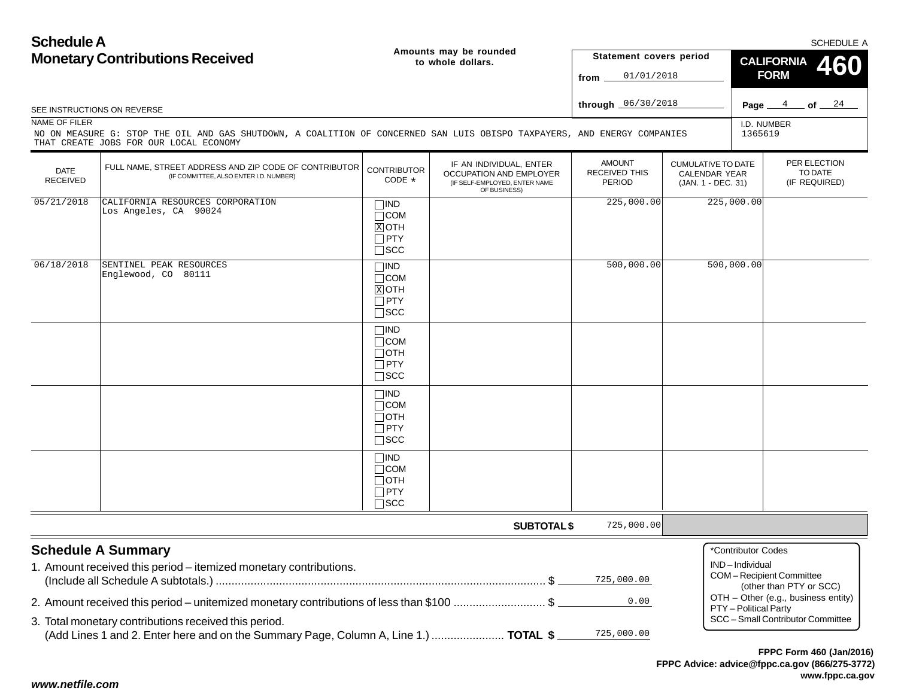# Schedule A
## Monetary Contributions Received

SCHEDULE A

**Amounts may be rounded to whole dollars.**

**Statement covers period**
from 01/01/2018
through 06/30/2018

**CALIFORNIA FORM 460**

SEE INSTRUCTIONS ON REVERSE

NAME OF FILER
NO ON MEASURE G: STOP THE OIL AND GAS SHUTDOWN, A COALITION OF CONCERNED SAN LUIS OBISPO TAXPAYERS, AND ENERGY COMPANIES THAT CREATE JOBS FOR OUR LOCAL ECONOMY

I.D. NUMBER
1365619

| DATE RECEIVED | FULL NAME, STREET ADDRESS AND ZIP CODE OF CONTRIBUTOR (IF COMMITTEE, ALSO ENTER I.D. NUMBER) | CONTRIBUTOR CODE * | IF AN INDIVIDUAL, ENTER OCCUPATION AND EMPLOYER (IF SELF-EMPLOYED, ENTER NAME OF BUSINESS) | AMOUNT RECEIVED THIS PERIOD | CUMULATIVE TO DATE CALENDAR YEAR (JAN. 1 - DEC. 31) | PER ELECTION TO DATE (IF REQUIRED) |
|---|---|---|---|---|---|---|
| 05/21/2018 | CALIFORNIA RESOURCES CORPORATION<br>Los Angeles, CA 90024 | ☐ IND<br>☐ COM<br>☒ OTH<br>☐ PTY<br>☐ SCC | | 225,000.00 | 225,000.00 | |
| 06/18/2018 | SENTINEL PEAK RESOURCES<br>Englewood, CO 80111 | ☐ IND<br>☐ COM<br>☒ OTH<br>☐ PTY<br>☐ SCC | | 500,000.00 | 500,000.00 | |
| | | ☐ IND<br>☐ COM<br>☐ OTH<br>☐ PTY<br>☐ SCC | | | | |
| | | ☐ IND<br>☐ COM<br>☐ OTH<br>☐ PTY<br>☐ SCC | | | | |
| | | ☐ IND<br>☐ COM<br>☐ OTH<br>☐ PTY<br>☐ SCC | | | | |
| | | | **SUBTOTAL $** | 725,000.00 | | |

## Schedule A Summary

1. Amount received this period – itemized monetary contributions. (Include all Schedule A subtotals.) ........ $ 725,000.00
2. Amount received this period – unitemized monetary contributions of less than $100 ........ $ 0.00
3. Total monetary contributions received this period. (Add Lines 1 and 2. Enter here and on the Summary Page, Column A, Line 1.) ........ **TOTAL $** 725,000.00

*Contributor Codes
IND – Individual
COM – Recipient Committee (other than PTY or SCC)
OTH – Other (e.g., business entity)
PTY – Political Party
SCC – Small Contributor Committee

**FPPC Form 460 (Jan/2016)**
**FPPC Advice: advice@fppc.ca.gov (866/275-3772)**
**www.fppc.ca.gov**

***www.netfile.com***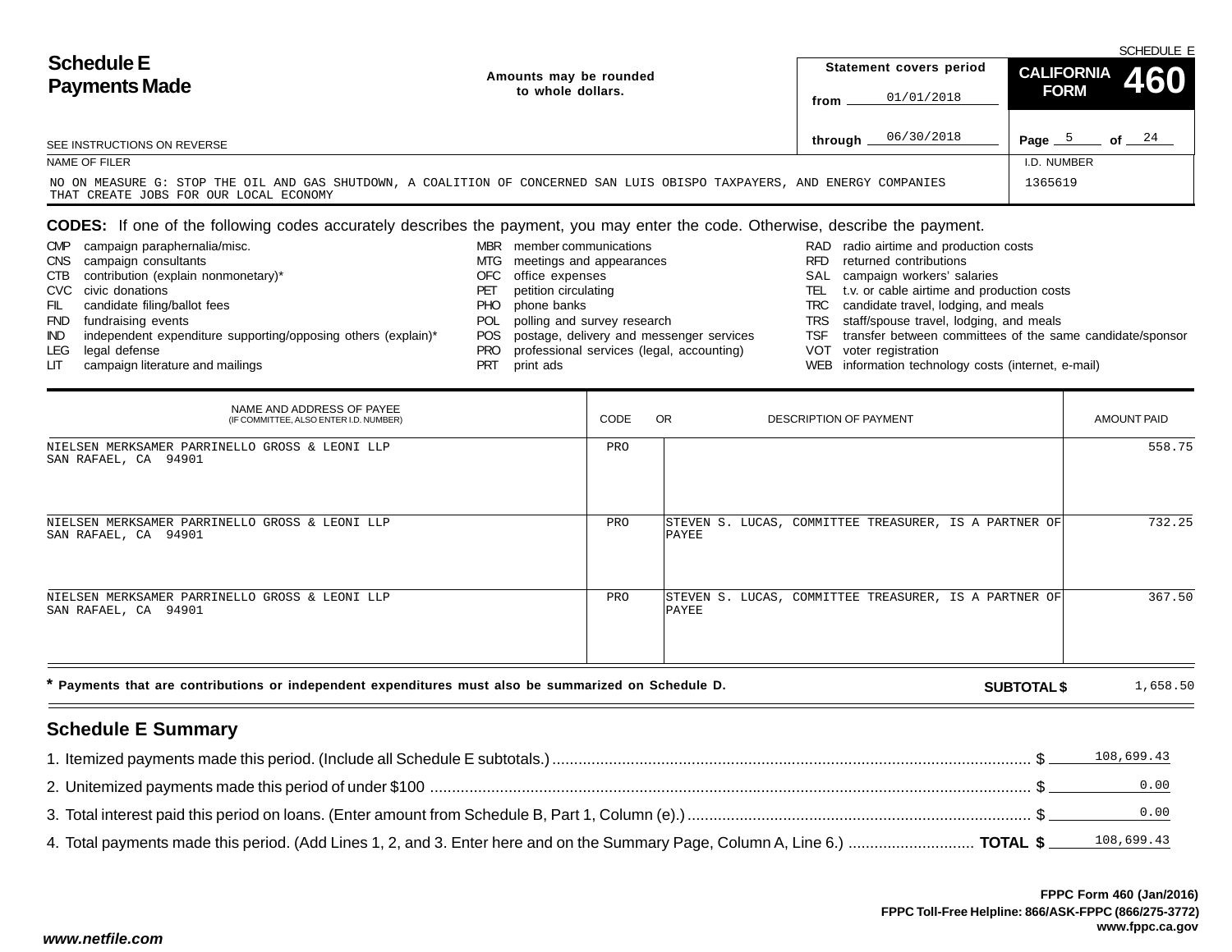# Schedule E
# Payments Made

SCHEDULE E

**Amounts may be rounded to whole dollars.**

| Statement covers period | |
|---|---|
| from | 01/01/2018 |
| through | 06/30/2018 |

**CALIFORNIA FORM 460**

SEE INSTRUCTIONS ON REVERSE

NAME OF FILER: NO ON MEASURE G: STOP THE OIL AND GAS SHUTDOWN, A COALITION OF CONCERNED SAN LUIS OBISPO TAXPAYERS, AND ENERGY COMPANIES THAT CREATE JOBS FOR OUR LOCAL ECONOMY

I.D. NUMBER: 1365619

**CODES:** If one of the following codes accurately describes the payment, you may enter the code. Otherwise, describe the payment.

- CMP campaign paraphernalia/misc.
- CNS campaign consultants
- CTB contribution (explain nonmonetary)*
- CVC civic donations
- FIL candidate filing/ballot fees
- FND fundraising events
- IND independent expenditure supporting/opposing others (explain)*
- LEG legal defense
- LIT campaign literature and mailings
- MBR member communications
- MTG meetings and appearances
- OFC office expenses
- PET petition circulating
- PHO phone banks
- POL polling and survey research
- POS postage, delivery and messenger services
- PRO professional services (legal, accounting)
- PRT print ads
- RAD radio airtime and production costs
- RFD returned contributions
- SAL campaign workers' salaries
- TEL t.v. or cable airtime and production costs
- TRC candidate travel, lodging, and meals
- TRS staff/spouse travel, lodging, and meals
- TSF transfer between committees of the same candidate/sponsor
- VOT voter registration
- WEB information technology costs (internet, e-mail)

| NAME AND ADDRESS OF PAYEE (IF COMMITTEE, ALSO ENTER I.D. NUMBER) | CODE | OR DESCRIPTION OF PAYMENT | AMOUNT PAID |
|---|---|---|---|
| NIELSEN MERKSAMER PARRINELLO GROSS & LEONI LLP SAN RAFAEL, CA 94901 | PRO | | 558.75 |
| NIELSEN MERKSAMER PARRINELLO GROSS & LEONI LLP SAN RAFAEL, CA 94901 | PRO | STEVEN S. LUCAS, COMMITTEE TREASURER, IS A PARTNER OF PAYEE | 732.25 |
| NIELSEN MERKSAMER PARRINELLO GROSS & LEONI LLP SAN RAFAEL, CA 94901 | PRO | STEVEN S. LUCAS, COMMITTEE TREASURER, IS A PARTNER OF PAYEE | 367.50 |

* Payments that are contributions or independent expenditures must also be summarized on Schedule D.

**SUBTOTAL $** 1,658.50

## Schedule E Summary

1. Itemized payments made this period. (Include all Schedule E subtotals.) $ 108,699.43
2. Unitemized payments made this period of under $100 $ 0.00
3. Total interest paid this period on loans. (Enter amount from Schedule B, Part 1, Column (e).) $ 0.00
4. Total payments made this period. (Add Lines 1, 2, and 3. Enter here and on the Summary Page, Column A, Line 6.) **TOTAL $** 108,699.43

FPPC Form 460 (Jan/2016)
FPPC Toll-Free Helpline: 866/ASK-FPPC (866/275-3772)
www.fppc.ca.gov

www.netfile.com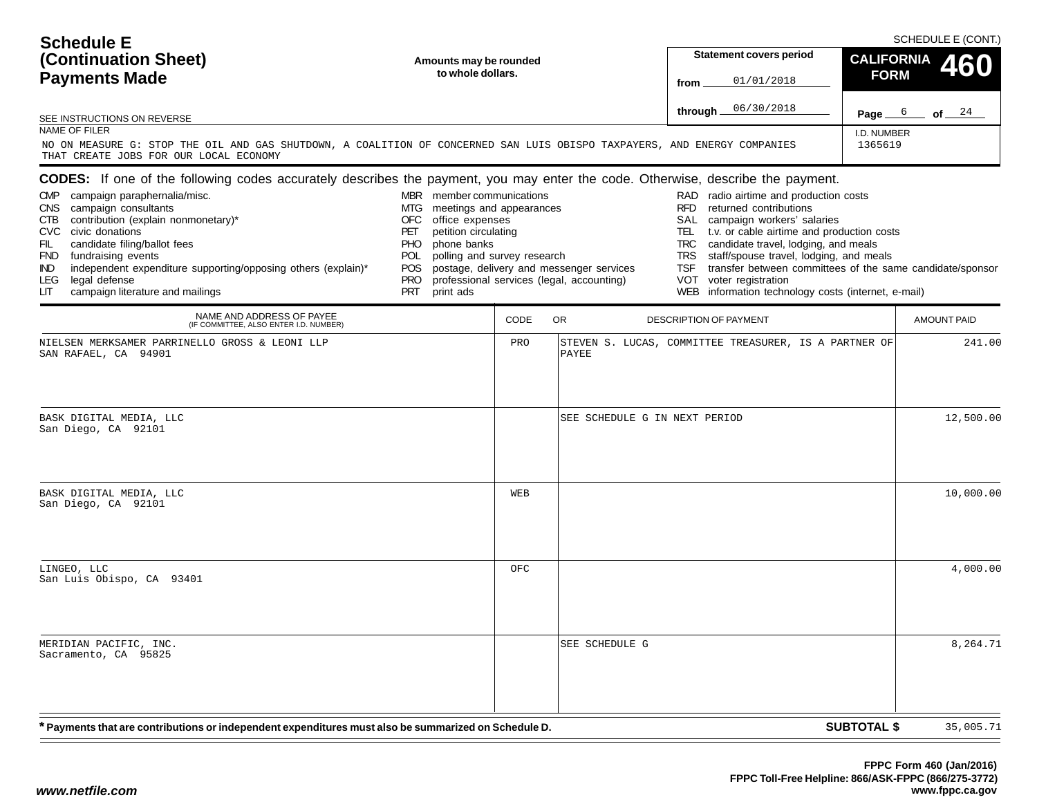SCHEDULE E (CONT.)

# Schedule E (Continuation Sheet) Payments Made

**Amounts may be rounded to whole dollars.**

**Statement covers period**
from 01/01/2018
through 06/30/2018

**CALIFORNIA FORM 460**

Page 6 of 24

SEE INSTRUCTIONS ON REVERSE

NAME OF FILER
NO ON MEASURE G: STOP THE OIL AND GAS SHUTDOWN, A COALITION OF CONCERNED SAN LUIS OBISPO TAXPAYERS, AND ENERGY COMPANIES THAT CREATE JOBS FOR OUR LOCAL ECONOMY

I.D. NUMBER
1365619

**CODES:** If one of the following codes accurately describes the payment, you may enter the code. Otherwise, describe the payment.

- CMP campaign paraphernalia/misc.
- CNS campaign consultants
- CTB contribution (explain nonmonetary)*
- CVC civic donations
- FIL candidate filing/ballot fees
- FND fundraising events
- IND independent expenditure supporting/opposing others (explain)*
- LEG legal defense
- LIT campaign literature and mailings
- MBR member communications
- MTG meetings and appearances
- OFC office expenses
- PET petition circulating
- PHO phone banks
- POL polling and survey research
- POS postage, delivery and messenger services
- PRO professional services (legal, accounting)
- PRT print ads
- RAD radio airtime and production costs
- RFD returned contributions
- SAL campaign workers' salaries
- TEL t.v. or cable airtime and production costs
- TRC candidate travel, lodging, and meals
- TRS staff/spouse travel, lodging, and meals
- TSF transfer between committees of the same candidate/sponsor
- VOT voter registration
- WEB information technology costs (internet, e-mail)

| NAME AND ADDRESS OF PAYEE (IF COMMITTEE, ALSO ENTER I.D. NUMBER) | CODE | OR DESCRIPTION OF PAYMENT | AMOUNT PAID |
|---|---|---|---|
| NIELSEN MERKSAMER PARRINELLO GROSS & LEONI LLP<br>SAN RAFAEL, CA 94901 | PRO | STEVEN S. LUCAS, COMMITTEE TREASURER, IS A PARTNER OF PAYEE | 241.00 |
| BASK DIGITAL MEDIA, LLC<br>San Diego, CA 92101 | | SEE SCHEDULE G IN NEXT PERIOD | 12,500.00 |
| BASK DIGITAL MEDIA, LLC<br>San Diego, CA 92101 | WEB | | 10,000.00 |
| LINGEO, LLC<br>San Luis Obispo, CA 93401 | OFC | | 4,000.00 |
| MERIDIAN PACIFIC, INC.<br>Sacramento, CA 95825 | | SEE SCHEDULE G | 8,264.71 |

**\* Payments that are contributions or independent expenditures must also be summarized on Schedule D.**

**SUBTOTAL $** 35,005.71

**FPPC Form 460 (Jan/2016)**
**FPPC Toll-Free Helpline: 866/ASK-FPPC (866/275-3772)**
**www.fppc.ca.gov**

*www.netfile.com*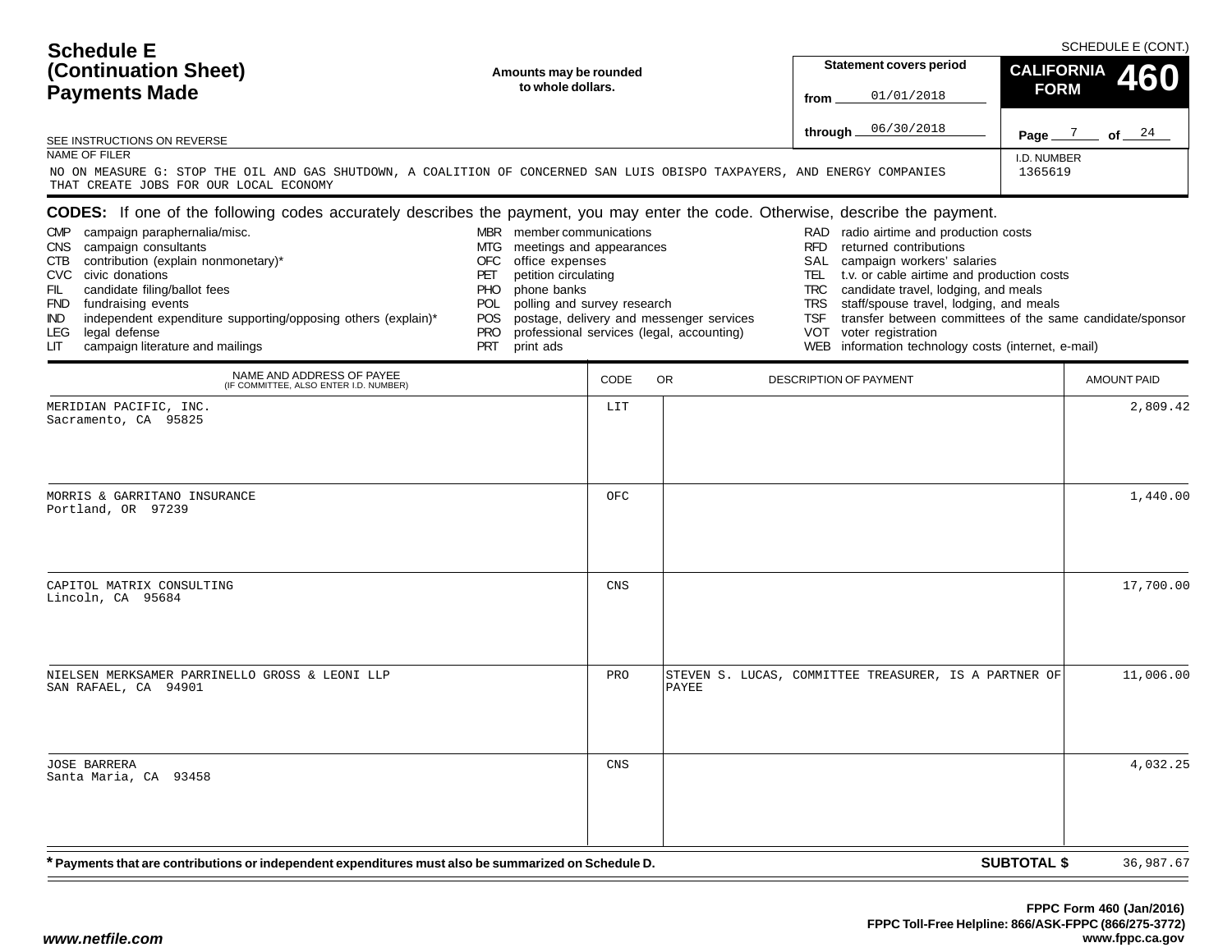# Schedule E (Continuation Sheet) Payments Made

SCHEDULE E (CONT.)

**Amounts may be rounded to whole dollars.**

**Statement covers period**
from 01/01/2018
through 06/30/2018

**CALIFORNIA FORM 460**

Page 7 of 24

SEE INSTRUCTIONS ON REVERSE

NAME OF FILER
NO ON MEASURE G: STOP THE OIL AND GAS SHUTDOWN, A COALITION OF CONCERNED SAN LUIS OBISPO TAXPAYERS, AND ENERGY COMPANIES THAT CREATE JOBS FOR OUR LOCAL ECONOMY

I.D. NUMBER
1365619

**CODES:** If one of the following codes accurately describes the payment, you may enter the code. Otherwise, describe the payment.

- CMP campaign paraphernalia/misc.
- CNS campaign consultants
- CTB contribution (explain nonmonetary)*
- CVC civic donations
- FIL candidate filing/ballot fees
- FND fundraising events
- IND independent expenditure supporting/opposing others (explain)*
- LEG legal defense
- LIT campaign literature and mailings
- MBR member communications
- MTG meetings and appearances
- OFC office expenses
- PET petition circulating
- PHO phone banks
- POL polling and survey research
- POS postage, delivery and messenger services
- PRO professional services (legal, accounting)
- PRT print ads
- RAD radio airtime and production costs
- RFD returned contributions
- SAL campaign workers' salaries
- TEL t.v. or cable airtime and production costs
- TRC candidate travel, lodging, and meals
- TRS staff/spouse travel, lodging, and meals
- TSF transfer between committees of the same candidate/sponsor
- VOT voter registration
- WEB information technology costs (internet, e-mail)

| NAME AND ADDRESS OF PAYEE (IF COMMITTEE, ALSO ENTER I.D. NUMBER) | CODE | DESCRIPTION OF PAYMENT | AMOUNT PAID |
|---|---|---|---|
| MERIDIAN PACIFIC, INC.<br>Sacramento, CA 95825 | LIT | | 2,809.42 |
| MORRIS & GARRITANO INSURANCE<br>Portland, OR 97239 | OFC | | 1,440.00 |
| CAPITOL MATRIX CONSULTING<br>Lincoln, CA 95684 | CNS | | 17,700.00 |
| NIELSEN MERKSAMER PARRINELLO GROSS & LEONI LLP<br>SAN RAFAEL, CA 94901 | PRO | STEVEN S. LUCAS, COMMITTEE TREASURER, IS A PARTNER OF PAYEE | 11,006.00 |
| JOSE BARRERA<br>Santa Maria, CA 93458 | CNS | | 4,032.25 |

**\* Payments that are contributions or independent expenditures must also be summarized on Schedule D.**

**SUBTOTAL $** 36,987.67

FPPC Form 460 (Jan/2016)
FPPC Toll-Free Helpline: 866/ASK-FPPC (866/275-3772)
www.fppc.ca.gov

www.netfile.com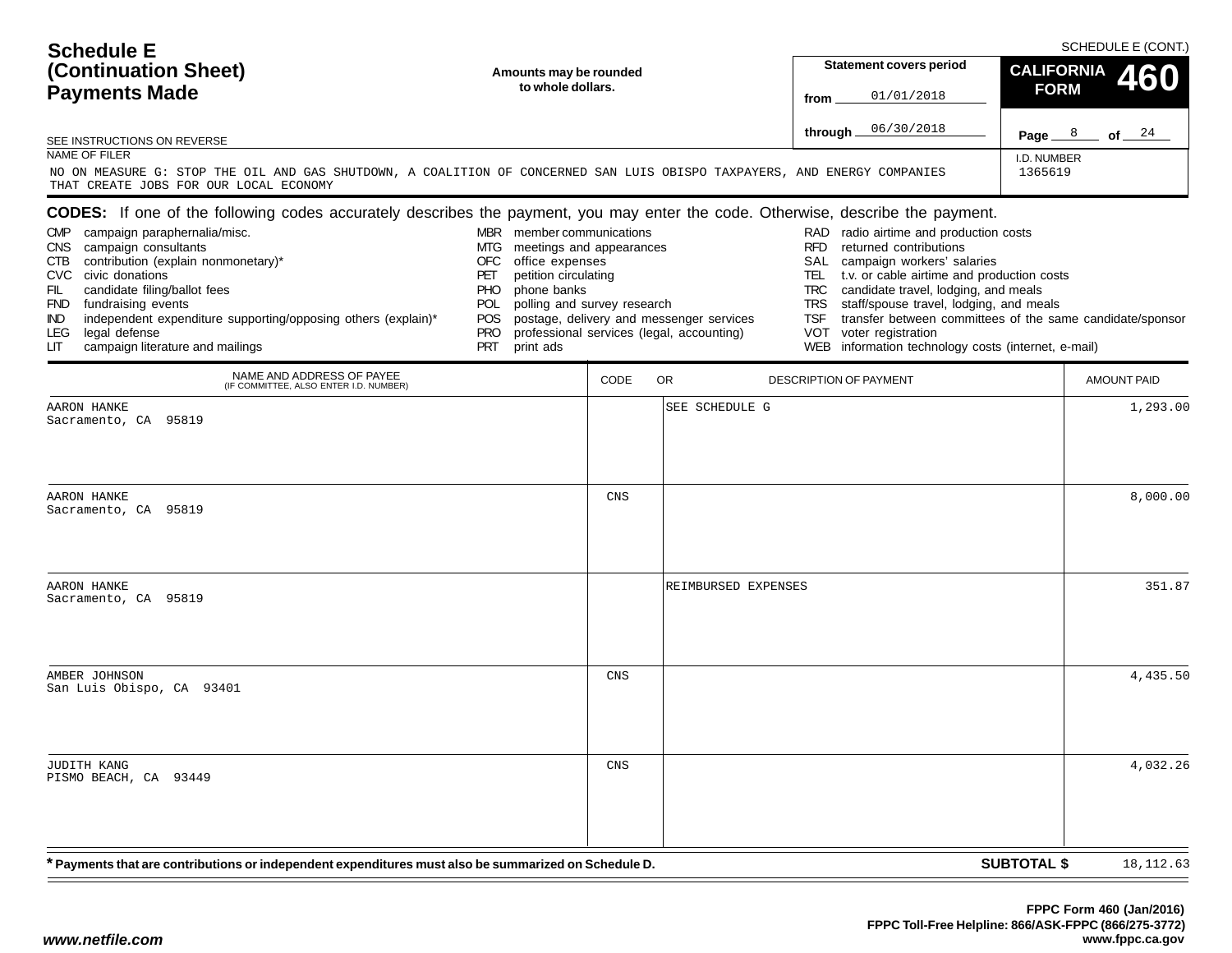# Schedule E (Continuation Sheet) Payments Made

SCHEDULE E (CONT.)

**Amounts may be rounded to whole dollars.**

SEE INSTRUCTIONS ON REVERSE

| Statement covers period | |
|---|---|
| from | 01/01/2018 |
| through | 06/30/2018 |

**CALIFORNIA FORM 460**

Page 8 of 24

NAME OF FILER
NO ON MEASURE G: STOP THE OIL AND GAS SHUTDOWN, A COALITION OF CONCERNED SAN LUIS OBISPO TAXPAYERS, AND ENERGY COMPANIES THAT CREATE JOBS FOR OUR LOCAL ECONOMY

I.D. NUMBER
1365619

**CODES:** If one of the following codes accurately describes the payment, you may enter the code. Otherwise, describe the payment.

- CMP campaign paraphernalia/misc.
- CNS campaign consultants
- CTB contribution (explain nonmonetary)*
- CVC civic donations
- FIL candidate filing/ballot fees
- FND fundraising events
- IND independent expenditure supporting/opposing others (explain)*
- LEG legal defense
- LIT campaign literature and mailings
- MBR member communications
- MTG meetings and appearances
- OFC office expenses
- PET petition circulating
- PHO phone banks
- POL polling and survey research
- POS postage, delivery and messenger services
- PRO professional services (legal, accounting)
- PRT print ads
- RAD radio airtime and production costs
- RFD returned contributions
- SAL campaign workers' salaries
- TEL t.v. or cable airtime and production costs
- TRC candidate travel, lodging, and meals
- TRS staff/spouse travel, lodging, and meals
- TSF transfer between committees of the same candidate/sponsor
- VOT voter registration
- WEB information technology costs (internet, e-mail)

| NAME AND ADDRESS OF PAYEE (IF COMMITTEE, ALSO ENTER I.D. NUMBER) | CODE | OR DESCRIPTION OF PAYMENT | AMOUNT PAID |
|---|---|---|---|
| AARON HANKE<br>Sacramento, CA 95819 | | SEE SCHEDULE G | 1,293.00 |
| AARON HANKE<br>Sacramento, CA 95819 | CNS | | 8,000.00 |
| AARON HANKE<br>Sacramento, CA 95819 | | REIMBURSED EXPENSES | 351.87 |
| AMBER JOHNSON<br>San Luis Obispo, CA 93401 | CNS | | 4,435.50 |
| JUDITH KANG<br>PISMO BEACH, CA 93449 | CNS | | 4,032.26 |

**\* Payments that are contributions or independent expenditures must also be summarized on Schedule D.**

**SUBTOTAL $** 18,112.63

FPPC Form 460 (Jan/2016)
FPPC Toll-Free Helpline: 866/ASK-FPPC (866/275-3772)
www.fppc.ca.gov

www.netfile.com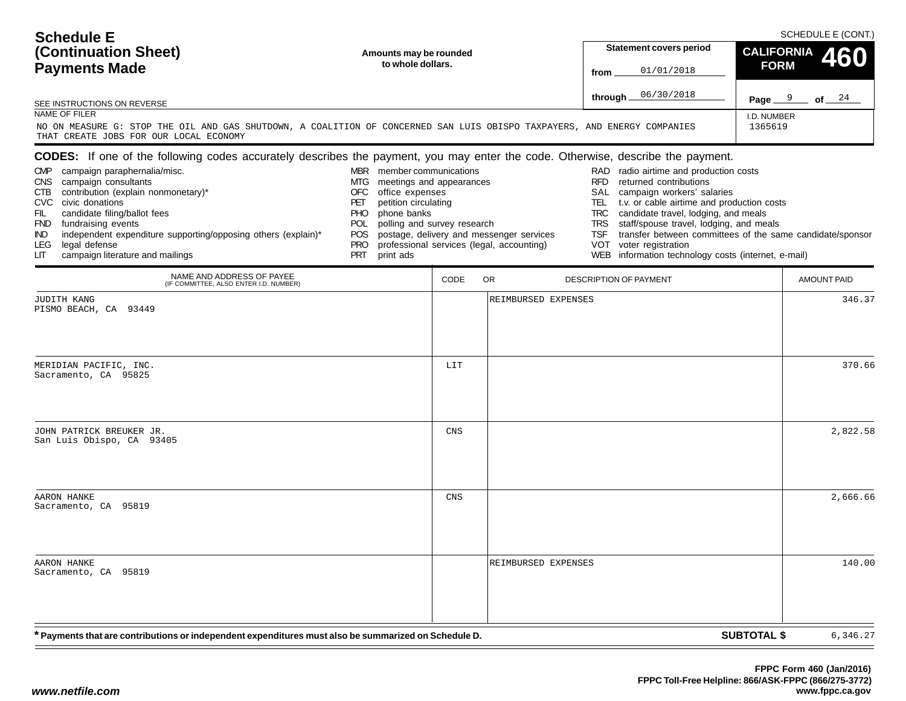# Schedule E (Continuation Sheet) Payments Made

SCHEDULE E (CONT.)

**Amounts may be rounded to whole dollars.**

**Statement covers period**

from 01/01/2018

through 06/30/2018

**CALIFORNIA FORM 460**

Page 9 of 24

SEE INSTRUCTIONS ON REVERSE

NAME OF FILER

NO ON MEASURE G: STOP THE OIL AND GAS SHUTDOWN, A COALITION OF CONCERNED SAN LUIS OBISPO TAXPAYERS, AND ENERGY COMPANIES THAT CREATE JOBS FOR OUR LOCAL ECONOMY

I.D. NUMBER

1365619

**CODES:** If one of the following codes accurately describes the payment, you may enter the code. Otherwise, describe the payment.

- CMP campaign paraphernalia/misc.
- CNS campaign consultants
- CTB contribution (explain nonmonetary)*
- CVC civic donations
- FIL candidate filing/ballot fees
- FND fundraising events
- IND independent expenditure supporting/opposing others (explain)*
- LEG legal defense
- LIT campaign literature and mailings
- MBR member communications
- MTG meetings and appearances
- OFC office expenses
- PET petition circulating
- PHO phone banks
- POL polling and survey research
- POS postage, delivery and messenger services
- PRO professional services (legal, accounting)
- PRT print ads
- RAD radio airtime and production costs
- RFD returned contributions
- SAL campaign workers' salaries
- TEL t.v. or cable airtime and production costs
- TRC candidate travel, lodging, and meals
- TRS staff/spouse travel, lodging, and meals
- TSF transfer between committees of the same candidate/sponsor
- VOT voter registration
- WEB information technology costs (internet, e-mail)

| NAME AND ADDRESS OF PAYEE (IF COMMITTEE, ALSO ENTER I.D. NUMBER) | CODE | OR DESCRIPTION OF PAYMENT | AMOUNT PAID |
|---|---|---|---|
| JUDITH KANG<br>PISMO BEACH, CA 93449 | | REIMBURSED EXPENSES | 346.37 |
| MERIDIAN PACIFIC, INC.<br>Sacramento, CA 95825 | LIT | | 370.66 |
| JOHN PATRICK BREUKER JR.<br>San Luis Obispo, CA 93405 | CNS | | 2,822.58 |
| AARON HANKE<br>Sacramento, CA 95819 | CNS | | 2,666.66 |
| AARON HANKE<br>Sacramento, CA 95819 | | REIMBURSED EXPENSES | 140.00 |

**\* Payments that are contributions or independent expenditures must also be summarized on Schedule D.**

**SUBTOTAL $** 6,346.27

FPPC Form 460 (Jan/2016)
FPPC Toll-Free Helpline: 866/ASK-FPPC (866/275-3772)
www.fppc.ca.gov

www.netfile.com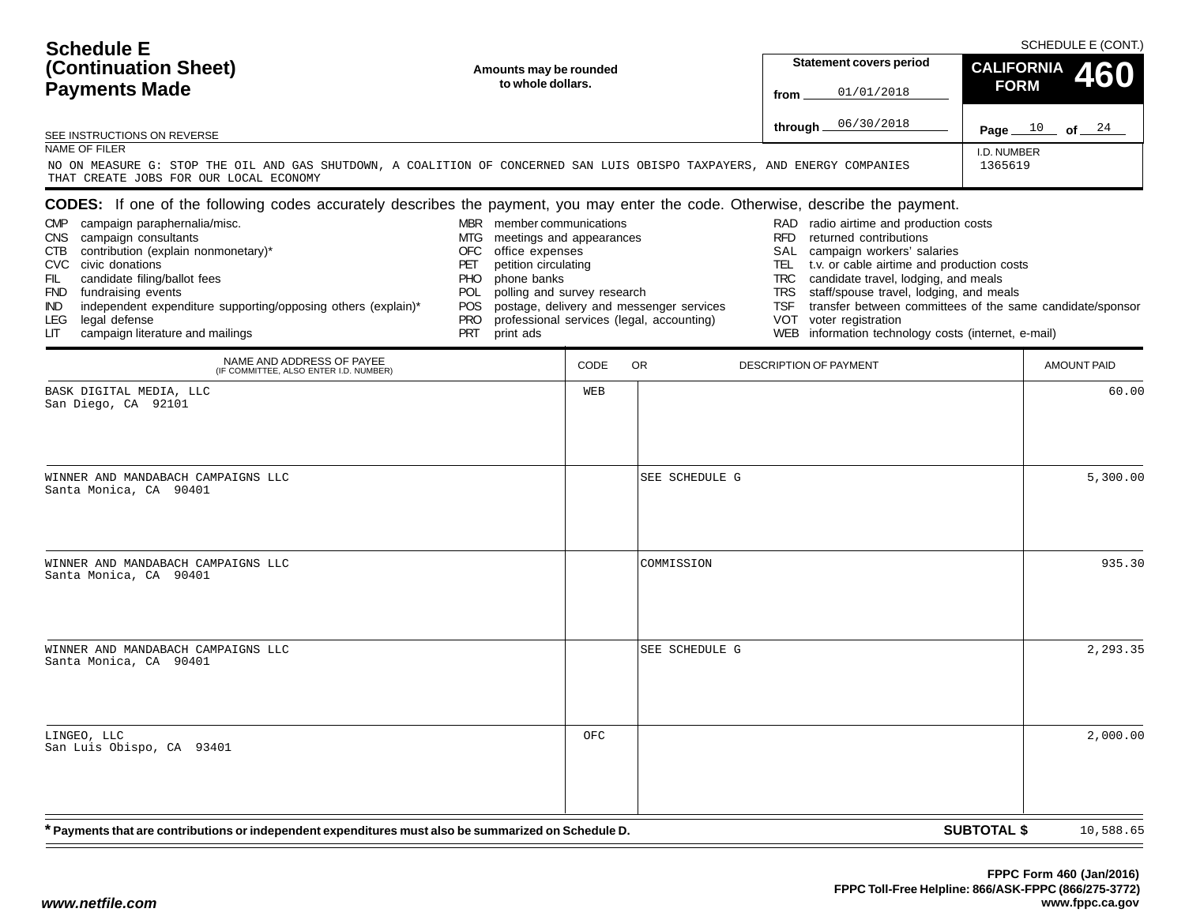# Schedule E (Continuation Sheet) Payments Made

SCHEDULE E (CONT.)

**Amounts may be rounded to whole dollars.**

SEE INSTRUCTIONS ON REVERSE

| Statement covers period | |
|---|---|
| from | 01/01/2018 |
| through | 06/30/2018 |

**CALIFORNIA FORM 460**

Page 10 of 24

NAME OF FILER: NO ON MEASURE G: STOP THE OIL AND GAS SHUTDOWN, A COALITION OF CONCERNED SAN LUIS OBISPO TAXPAYERS, AND ENERGY COMPANIES THAT CREATE JOBS FOR OUR LOCAL ECONOMY

I.D. NUMBER: 1365619

**CODES:** If one of the following codes accurately describes the payment, you may enter the code. Otherwise, describe the payment.

- CMP campaign paraphernalia/misc.
- CNS campaign consultants
- CTB contribution (explain nonmonetary)*
- CVC civic donations
- FIL candidate filing/ballot fees
- FND fundraising events
- IND independent expenditure supporting/opposing others (explain)*
- LEG legal defense
- LIT campaign literature and mailings
- MBR member communications
- MTG meetings and appearances
- OFC office expenses
- PET petition circulating
- PHO phone banks
- POL polling and survey research
- POS postage, delivery and messenger services
- PRO professional services (legal, accounting)
- PRT print ads
- RAD radio airtime and production costs
- RFD returned contributions
- SAL campaign workers' salaries
- TEL t.v. or cable airtime and production costs
- TRC candidate travel, lodging, and meals
- TRS staff/spouse travel, lodging, and meals
- TSF transfer between committees of the same candidate/sponsor
- VOT voter registration
- WEB information technology costs (internet, e-mail)

| NAME AND ADDRESS OF PAYEE (IF COMMITTEE, ALSO ENTER I.D. NUMBER) | CODE | OR DESCRIPTION OF PAYMENT | AMOUNT PAID |
|---|---|---|---|
| BASK DIGITAL MEDIA, LLC<br>San Diego, CA 92101 | WEB | | 60.00 |
| WINNER AND MANDABACH CAMPAIGNS LLC<br>Santa Monica, CA 90401 | | SEE SCHEDULE G | 5,300.00 |
| WINNER AND MANDABACH CAMPAIGNS LLC<br>Santa Monica, CA 90401 | | COMMISSION | 935.30 |
| WINNER AND MANDABACH CAMPAIGNS LLC<br>Santa Monica, CA 90401 | | SEE SCHEDULE G | 2,293.35 |
| LINGEO, LLC<br>San Luis Obispo, CA 93401 | OFC | | 2,000.00 |

* Payments that are contributions or independent expenditures must also be summarized on Schedule D.

**SUBTOTAL $** 10,588.65

FPPC Form 460 (Jan/2016)
FPPC Toll-Free Helpline: 866/ASK-FPPC (866/275-3772)
www.fppc.ca.gov

www.netfile.com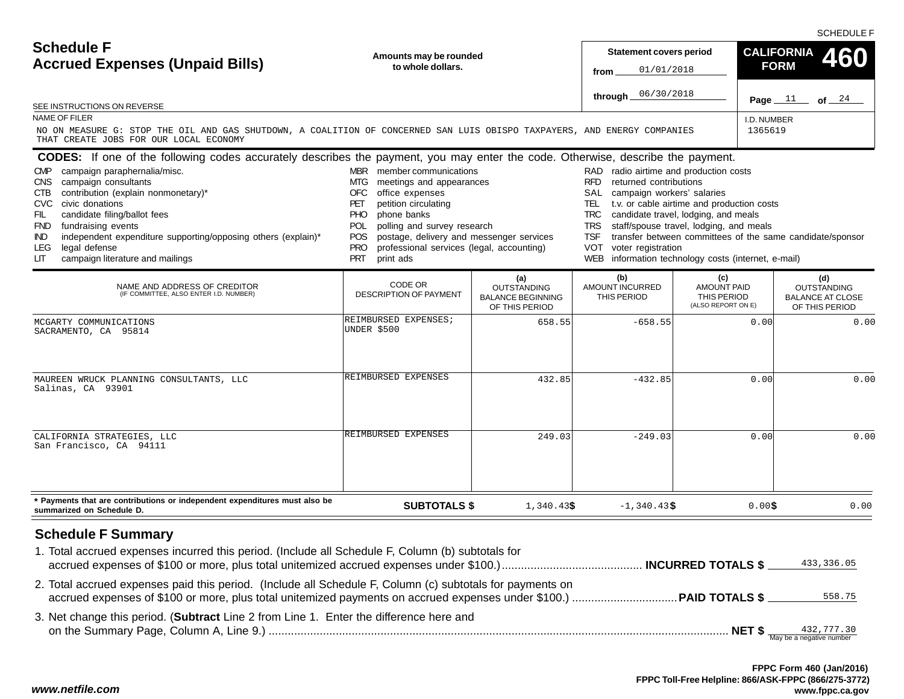SCHEDULE F

# Schedule F
## Accrued Expenses (Unpaid Bills)

Amounts may be rounded to whole dollars.

SEE INSTRUCTIONS ON REVERSE

| Statement covers period | |
|---|---|
| from | 01/01/2018 |
| through | 06/30/2018 |

**CALIFORNIA FORM 460**

Page 11 of 24

NAME OF FILER
NO ON MEASURE G: STOP THE OIL AND GAS SHUTDOWN, A COALITION OF CONCERNED SAN LUIS OBISPO TAXPAYERS, AND ENERGY COMPANIES THAT CREATE JOBS FOR OUR LOCAL ECONOMY

I.D. NUMBER
1365619

**CODES:** If one of the following codes accurately describes the payment, you may enter the code. Otherwise, describe the payment.

- CMP campaign paraphernalia/misc.
- CNS campaign consultants
- CTB contribution (explain nonmonetary)*
- CVC civic donations
- FIL candidate filing/ballot fees
- FND fundraising events
- IND independent expenditure supporting/opposing others (explain)*
- LEG legal defense
- LIT campaign literature and mailings
- MBR member communications
- MTG meetings and appearances
- OFC office expenses
- PET petition circulating
- PHO phone banks
- POL polling and survey research
- POS postage, delivery and messenger services
- PRO professional services (legal, accounting)
- PRT print ads
- RAD radio airtime and production costs
- RFD returned contributions
- SAL campaign workers' salaries
- TEL t.v. or cable airtime and production costs
- TRC candidate travel, lodging, and meals
- TRS staff/spouse travel, lodging, and meals
- TSF transfer between committees of the same candidate/sponsor
- VOT voter registration
- WEB information technology costs (internet, e-mail)

| NAME AND ADDRESS OF CREDITOR (IF COMMITTEE, ALSO ENTER I.D. NUMBER) | CODE OR DESCRIPTION OF PAYMENT | (a) OUTSTANDING BALANCE BEGINNING OF THIS PERIOD | (b) AMOUNT INCURRED THIS PERIOD | (c) AMOUNT PAID THIS PERIOD (ALSO REPORT ON E) | (d) OUTSTANDING BALANCE AT CLOSE OF THIS PERIOD |
|---|---|---|---|---|---|
| MCGARTY COMMUNICATIONS<br>SACRAMENTO, CA 95814 | REIMBURSED EXPENSES; UNDER $500 | 658.55 | -658.55 | 0.00 | 0.00 |
| MAUREEN WRUCK PLANNING CONSULTANTS, LLC<br>Salinas, CA 93901 | REIMBURSED EXPENSES | 432.85 | -432.85 | 0.00 | 0.00 |
| CALIFORNIA STRATEGIES, LLC<br>San Francisco, CA 94111 | REIMBURSED EXPENSES | 249.03 | -249.03 | 0.00 | 0.00 |
| * Payments that are contributions or independent expenditures must also be summarized on Schedule D. | **SUBTOTALS $** | 1,340.43 | $ -1,340.43 | $ 0.00 | $ 0.00 |

## Schedule F Summary

1. Total accrued expenses incurred this period. (Include all Schedule F, Column (b) subtotals for accrued expenses of $100 or more, plus total unitemized accrued expenses under $100.) ............ **INCURRED TOTALS $** 433,336.05
2. Total accrued expenses paid this period. (Include all Schedule F, Column (c) subtotals for payments on accrued expenses of $100 or more, plus total unitemized payments on accrued expenses under $100.) ............ **PAID TOTALS $** 558.75
3. Net change this period. (**Subtract** Line 2 from Line 1. Enter the difference here and on the Summary Page, Column A, Line 9.) ............ **NET $** 432,777.30 (May be a negative number)

*www.netfile.com*

**FPPC Form 460 (Jan/2016)**
**FPPC Toll-Free Helpline: 866/ASK-FPPC (866/275-3772)**
**www.fppc.ca.gov**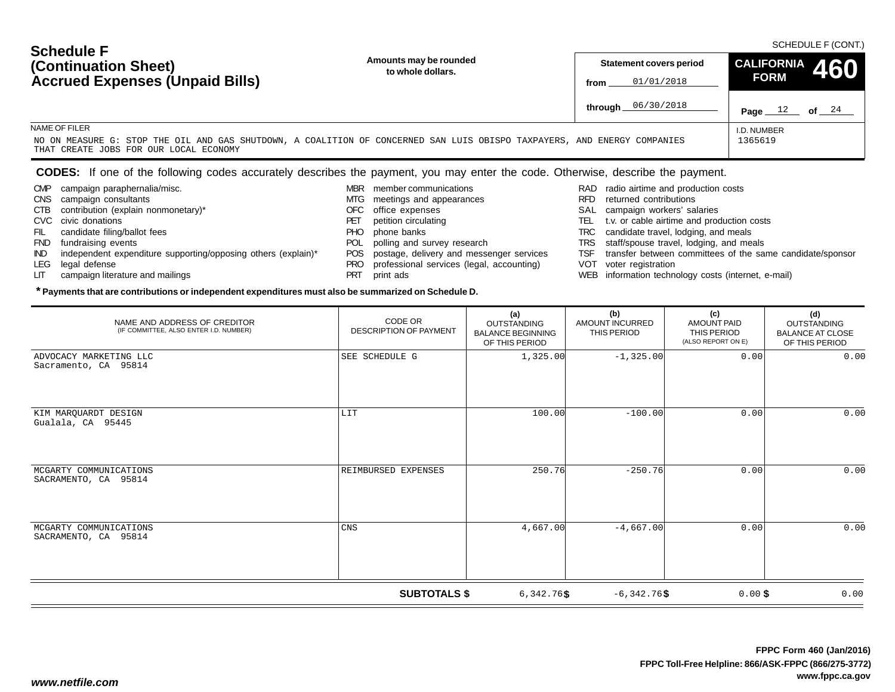SCHEDULE F (CONT.)

# Schedule F (Continuation Sheet) Accrued Expenses (Unpaid Bills)

**Amounts may be rounded to whole dollars.**

**Statement covers period**

from 01/01/2018

through 06/30/2018

**CALIFORNIA FORM 460**

NAME OF FILER

NO ON MEASURE G: STOP THE OIL AND GAS SHUTDOWN, A COALITION OF CONCERNED SAN LUIS OBISPO TAXPAYERS, AND ENERGY COMPANIES THAT CREATE JOBS FOR OUR LOCAL ECONOMY

I.D. NUMBER

1365619

**CODES:** If one of the following codes accurately describes the payment, you may enter the code. Otherwise, describe the payment.

- CMP campaign paraphernalia/misc.
- CNS campaign consultants
- CTB contribution (explain nonmonetary)*
- CVC civic donations
- FIL candidate filing/ballot fees
- FND fundraising events
- IND independent expenditure supporting/opposing others (explain)*
- LEG legal defense
- LIT campaign literature and mailings
- MBR member communications
- MTG meetings and appearances
- OFC office expenses
- PET petition circulating
- PHO phone banks
- POL polling and survey research
- POS postage, delivery and messenger services
- PRO professional services (legal, accounting)
- PRT print ads
- RAD radio airtime and production costs
- RFD returned contributions
- SAL campaign workers' salaries
- TEL t.v. or cable airtime and production costs
- TRC candidate travel, lodging, and meals
- TRS staff/spouse travel, lodging, and meals
- TSF transfer between committees of the same candidate/sponsor
- VOT voter registration
- WEB information technology costs (internet, e-mail)

**\* Payments that are contributions or independent expenditures must also be summarized on Schedule D.**

| NAME AND ADDRESS OF CREDITOR (IF COMMITTEE, ALSO ENTER I.D. NUMBER) | CODE OR DESCRIPTION OF PAYMENT | (a) OUTSTANDING BALANCE BEGINNING OF THIS PERIOD | (b) AMOUNT INCURRED THIS PERIOD | (c) AMOUNT PAID THIS PERIOD (ALSO REPORT ON E) | (d) OUTSTANDING BALANCE AT CLOSE OF THIS PERIOD |
|---|---|---|---|---|---|
| ADVOCACY MARKETING LLC<br>Sacramento, CA 95814 | SEE SCHEDULE G | 1,325.00 | -1,325.00 | 0.00 | 0.00 |
| KIM MARQUARDT DESIGN<br>Gualala, CA 95445 | LIT | 100.00 | -100.00 | 0.00 | 0.00 |
| MCGARTY COMMUNICATIONS<br>SACRAMENTO, CA 95814 | REIMBURSED EXPENSES | 250.76 | -250.76 | 0.00 | 0.00 |
| MCGARTY COMMUNICATIONS<br>SACRAMENTO, CA 95814 | CNS | 4,667.00 | -4,667.00 | 0.00 | 0.00 |
| | **SUBTOTALS $** | 6,342.76 | $ -6,342.76 | $ 0.00 | $ 0.00 |

**FPPC Form 460 (Jan/2016)**
**FPPC Toll-Free Helpline: 866/ASK-FPPC (866/275-3772)**
**www.fppc.ca.gov**

*www.netfile.com*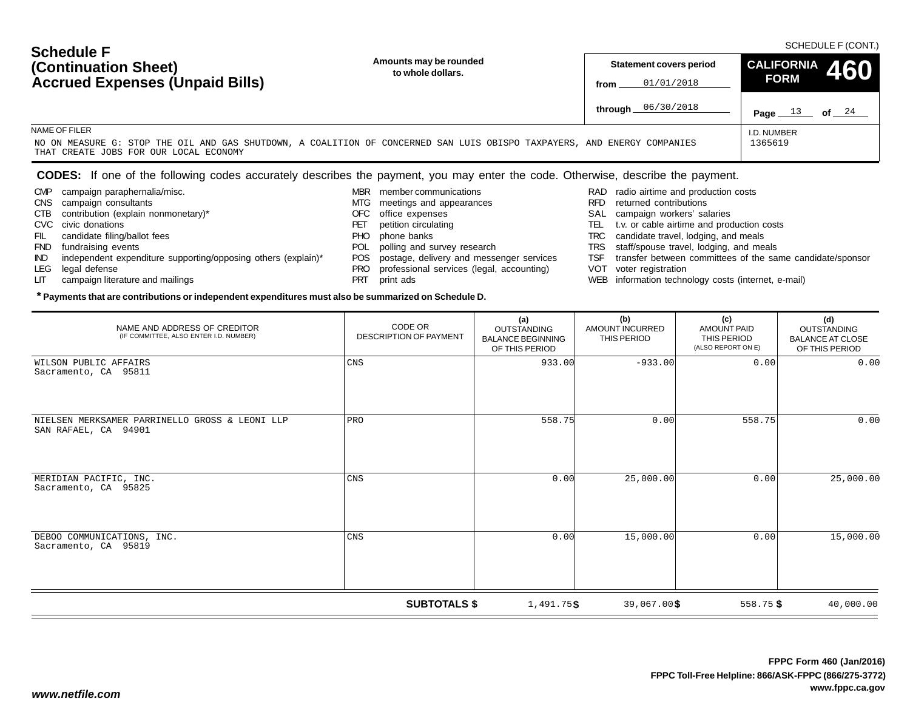SCHEDULE F (CONT.)

# Schedule F (Continuation Sheet) Accrued Expenses (Unpaid Bills)

**Amounts may be rounded to whole dollars.**

**Statement covers period**

from 01/01/2018

through 06/30/2018

**CALIFORNIA FORM 460**

Page 13 of 24

NAME OF FILER

NO ON MEASURE G: STOP THE OIL AND GAS SHUTDOWN, A COALITION OF CONCERNED SAN LUIS OBISPO TAXPAYERS, AND ENERGY COMPANIES THAT CREATE JOBS FOR OUR LOCAL ECONOMY

I.D. NUMBER

1365619

**CODES:** If one of the following codes accurately describes the payment, you may enter the code. Otherwise, describe the payment.

- CMP campaign paraphernalia/misc.
- CNS campaign consultants
- CTB contribution (explain nonmonetary)*
- CVC civic donations
- FIL candidate filing/ballot fees
- FND fundraising events
- IND independent expenditure supporting/opposing others (explain)*
- LEG legal defense
- LIT campaign literature and mailings
- MBR member communications
- MTG meetings and appearances
- OFC office expenses
- PET petition circulating
- PHO phone banks
- POL polling and survey research
- POS postage, delivery and messenger services
- PRO professional services (legal, accounting)
- PRT print ads
- RAD radio airtime and production costs
- RFD returned contributions
- SAL campaign workers' salaries
- TEL t.v. or cable airtime and production costs
- TRC candidate travel, lodging, and meals
- TRS staff/spouse travel, lodging, and meals
- TSF transfer between committees of the same candidate/sponsor
- VOT voter registration
- WEB information technology costs (internet, e-mail)

**\* Payments that are contributions or independent expenditures must also be summarized on Schedule D.**

| NAME AND ADDRESS OF CREDITOR (IF COMMITTEE, ALSO ENTER I.D. NUMBER) | CODE OR DESCRIPTION OF PAYMENT | (a) OUTSTANDING BALANCE BEGINNING OF THIS PERIOD | (b) AMOUNT INCURRED THIS PERIOD | (c) AMOUNT PAID THIS PERIOD (ALSO REPORT ON E) | (d) OUTSTANDING BALANCE AT CLOSE OF THIS PERIOD |
|---|---|---|---|---|---|
| WILSON PUBLIC AFFAIRS<br>Sacramento, CA 95811 | CNS | 933.00 | -933.00 | 0.00 | 0.00 |
| NIELSEN MERKSAMER PARRINELLO GROSS & LEONI LLP<br>SAN RAFAEL, CA 94901 | PRO | 558.75 | 0.00 | 558.75 | 0.00 |
| MERIDIAN PACIFIC, INC.<br>Sacramento, CA 95825 | CNS | 0.00 | 25,000.00 | 0.00 | 25,000.00 |
| DEBOO COMMUNICATIONS, INC.<br>Sacramento, CA 95819 | CNS | 0.00 | 15,000.00 | 0.00 | 15,000.00 |
| | **SUBTOTALS $** | 1,491.75 | $ 39,067.00 | $ 558.75 | $ 40,000.00 |

FPPC Form 460 (Jan/2016)
FPPC Toll-Free Helpline: 866/ASK-FPPC (866/275-3772)
www.fppc.ca.gov

www.netfile.com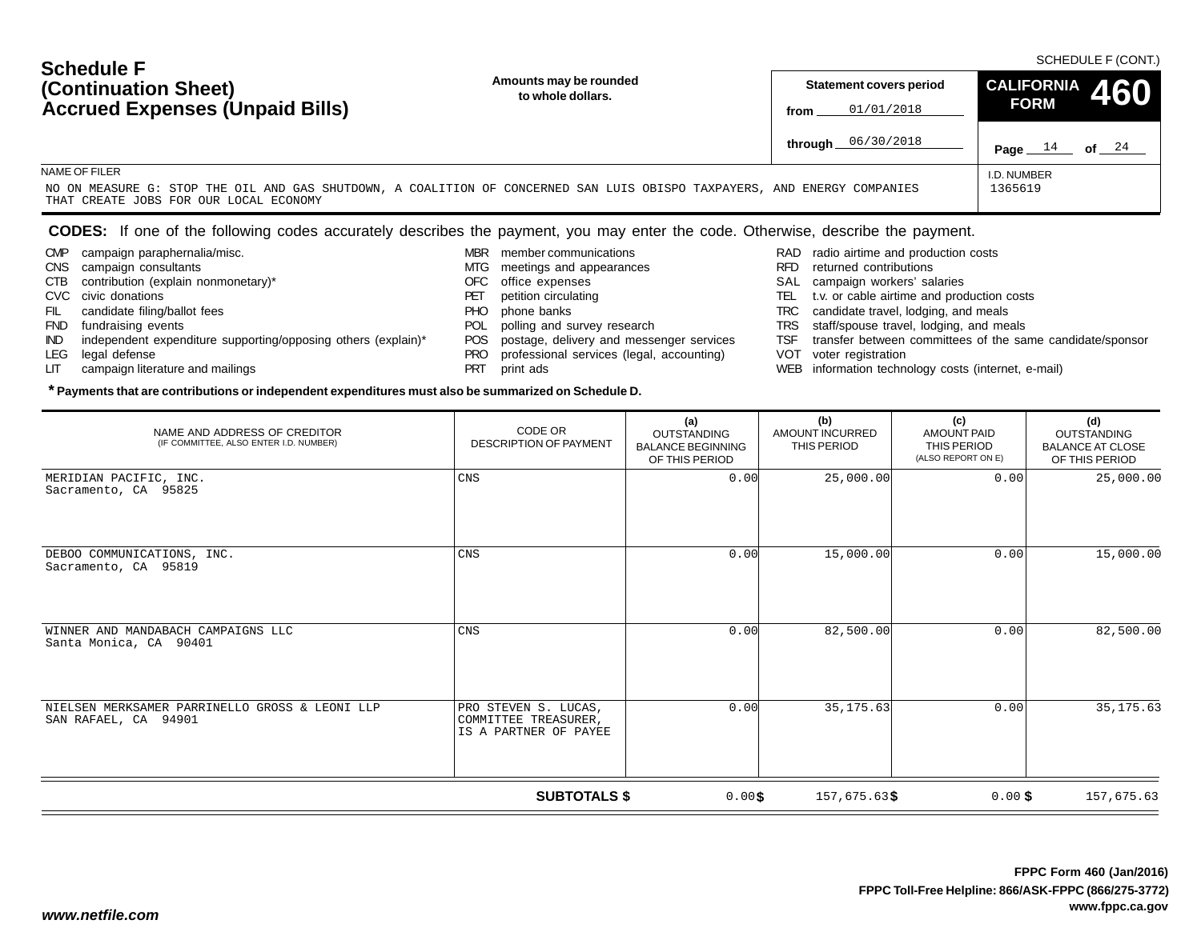SCHEDULE F (CONT.)

# Schedule F (Continuation Sheet) Accrued Expenses (Unpaid Bills)

**Amounts may be rounded to whole dollars.**

**Statement covers period**
from 01/01/2018
through 06/30/2018

**CALIFORNIA FORM 460**

Page 14 of 24

NAME OF FILER
NO ON MEASURE G: STOP THE OIL AND GAS SHUTDOWN, A COALITION OF CONCERNED SAN LUIS OBISPO TAXPAYERS, AND ENERGY COMPANIES THAT CREATE JOBS FOR OUR LOCAL ECONOMY

I.D. NUMBER
1365619

**CODES:** If one of the following codes accurately describes the payment, you may enter the code. Otherwise, describe the payment.

- CMP campaign paraphernalia/misc.
- CNS campaign consultants
- CTB contribution (explain nonmonetary)*
- CVC civic donations
- FIL candidate filing/ballot fees
- FND fundraising events
- IND independent expenditure supporting/opposing others (explain)*
- LEG legal defense
- LIT campaign literature and mailings
- MBR member communications
- MTG meetings and appearances
- OFC office expenses
- PET petition circulating
- PHO phone banks
- POL polling and survey research
- POS postage, delivery and messenger services
- PRO professional services (legal, accounting)
- PRT print ads
- RAD radio airtime and production costs
- RFD returned contributions
- SAL campaign workers' salaries
- TEL t.v. or cable airtime and production costs
- TRC candidate travel, lodging, and meals
- TRS staff/spouse travel, lodging, and meals
- TSF transfer between committees of the same candidate/sponsor
- VOT voter registration
- WEB information technology costs (internet, e-mail)

**\* Payments that are contributions or independent expenditures must also be summarized on Schedule D.**

| NAME AND ADDRESS OF CREDITOR (IF COMMITTEE, ALSO ENTER I.D. NUMBER) | CODE OR DESCRIPTION OF PAYMENT | (a) OUTSTANDING BALANCE BEGINNING OF THIS PERIOD | (b) AMOUNT INCURRED THIS PERIOD | (c) AMOUNT PAID THIS PERIOD (ALSO REPORT ON E) | (d) OUTSTANDING BALANCE AT CLOSE OF THIS PERIOD |
|---|---|---|---|---|---|
| MERIDIAN PACIFIC, INC.<br>Sacramento, CA 95825 | CNS | 0.00 | 25,000.00 | 0.00 | 25,000.00 |
| DEBOO COMMUNICATIONS, INC.<br>Sacramento, CA 95819 | CNS | 0.00 | 15,000.00 | 0.00 | 15,000.00 |
| WINNER AND MANDABACH CAMPAIGNS LLC<br>Santa Monica, CA 90401 | CNS | 0.00 | 82,500.00 | 0.00 | 82,500.00 |
| NIELSEN MERKSAMER PARRINELLO GROSS & LEONI LLP<br>SAN RAFAEL, CA 94901 | PRO STEVEN S. LUCAS, COMMITTEE TREASURER, IS A PARTNER OF PAYEE | 0.00 | 35,175.63 | 0.00 | 35,175.63 |
| | **SUBTOTALS $** | 0.00 | $ 157,675.63 | $ 0.00 | $ 157,675.63 |

FPPC Form 460 (Jan/2016)
FPPC Toll-Free Helpline: 866/ASK-FPPC (866/275-3772)
www.fppc.ca.gov

www.netfile.com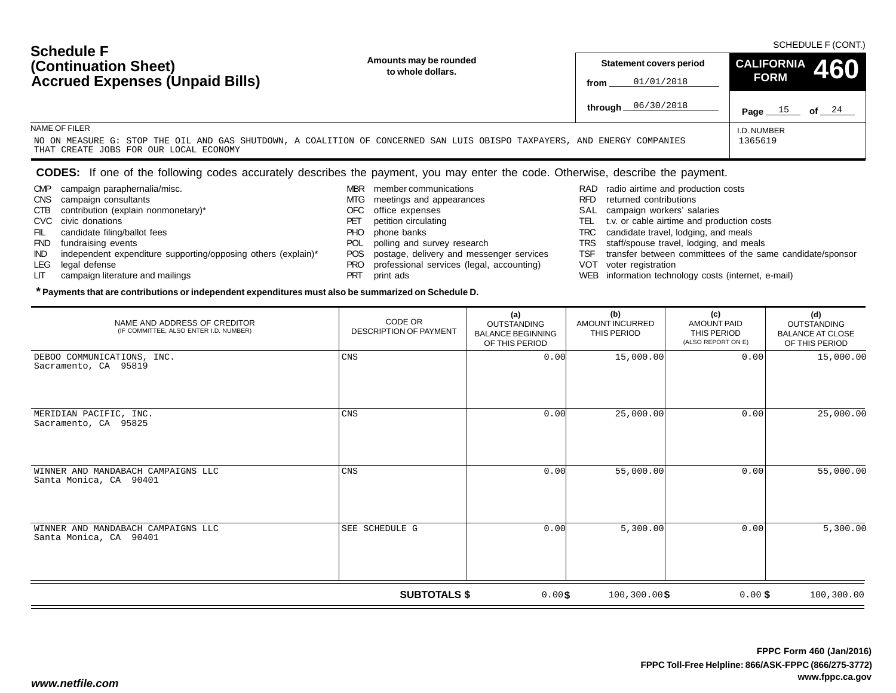SCHEDULE F (CONT.)

# Schedule F (Continuation Sheet) Accrued Expenses (Unpaid Bills)

**Amounts may be rounded to whole dollars.**

**Statement covers period**
from 01/01/2018
through 06/30/2018

**CALIFORNIA FORM 460**

NAME OF FILER
NO ON MEASURE G: STOP THE OIL AND GAS SHUTDOWN, A COALITION OF CONCERNED SAN LUIS OBISPO TAXPAYERS, AND ENERGY COMPANIES THAT CREATE JOBS FOR OUR LOCAL ECONOMY

I.D. NUMBER
1365619

**CODES:** If one of the following codes accurately describes the payment, you may enter the code. Otherwise, describe the payment.

- CMP campaign paraphernalia/misc.
- CNS campaign consultants
- CTB contribution (explain nonmonetary)*
- CVC civic donations
- FIL candidate filing/ballot fees
- FND fundraising events
- IND independent expenditure supporting/opposing others (explain)*
- LEG legal defense
- LIT campaign literature and mailings
- MBR member communications
- MTG meetings and appearances
- OFC office expenses
- PET petition circulating
- PHO phone banks
- POL polling and survey research
- POS postage, delivery and messenger services
- PRO professional services (legal, accounting)
- PRT print ads
- RAD radio airtime and production costs
- RFD returned contributions
- SAL campaign workers' salaries
- TEL t.v. or cable airtime and production costs
- TRC candidate travel, lodging, and meals
- TRS staff/spouse travel, lodging, and meals
- TSF transfer between committees of the same candidate/sponsor
- VOT voter registration
- WEB information technology costs (internet, e-mail)

***Payments that are contributions or independent expenditures must also be summarized on Schedule D.**

| NAME AND ADDRESS OF CREDITOR (IF COMMITTEE, ALSO ENTER I.D. NUMBER) | CODE OR DESCRIPTION OF PAYMENT | (a) OUTSTANDING BALANCE BEGINNING OF THIS PERIOD | (b) AMOUNT INCURRED THIS PERIOD | (c) AMOUNT PAID THIS PERIOD (ALSO REPORT ON E) | (d) OUTSTANDING BALANCE AT CLOSE OF THIS PERIOD |
|---|---|---|---|---|---|
| DEBOO COMMUNICATIONS, INC.<br>Sacramento, CA 95819 | CNS | 0.00 | 15,000.00 | 0.00 | 15,000.00 |
| MERIDIAN PACIFIC, INC.<br>Sacramento, CA 95825 | CNS | 0.00 | 25,000.00 | 0.00 | 25,000.00 |
| WINNER AND MANDABACH CAMPAIGNS LLC<br>Santa Monica, CA 90401 | CNS | 0.00 | 55,000.00 | 0.00 | 55,000.00 |
| WINNER AND MANDABACH CAMPAIGNS LLC<br>Santa Monica, CA 90401 | SEE SCHEDULE G | 0.00 | 5,300.00 | 0.00 | 5,300.00 |
| | **SUBTOTALS $** | 0.00 | $ 100,300.00 | $ 0.00 | $ 100,300.00 |

FPPC Form 460 (Jan/2016)
FPPC Toll-Free Helpline: 866/ASK-FPPC (866/275-3772)
www.fppc.ca.gov

www.netfile.com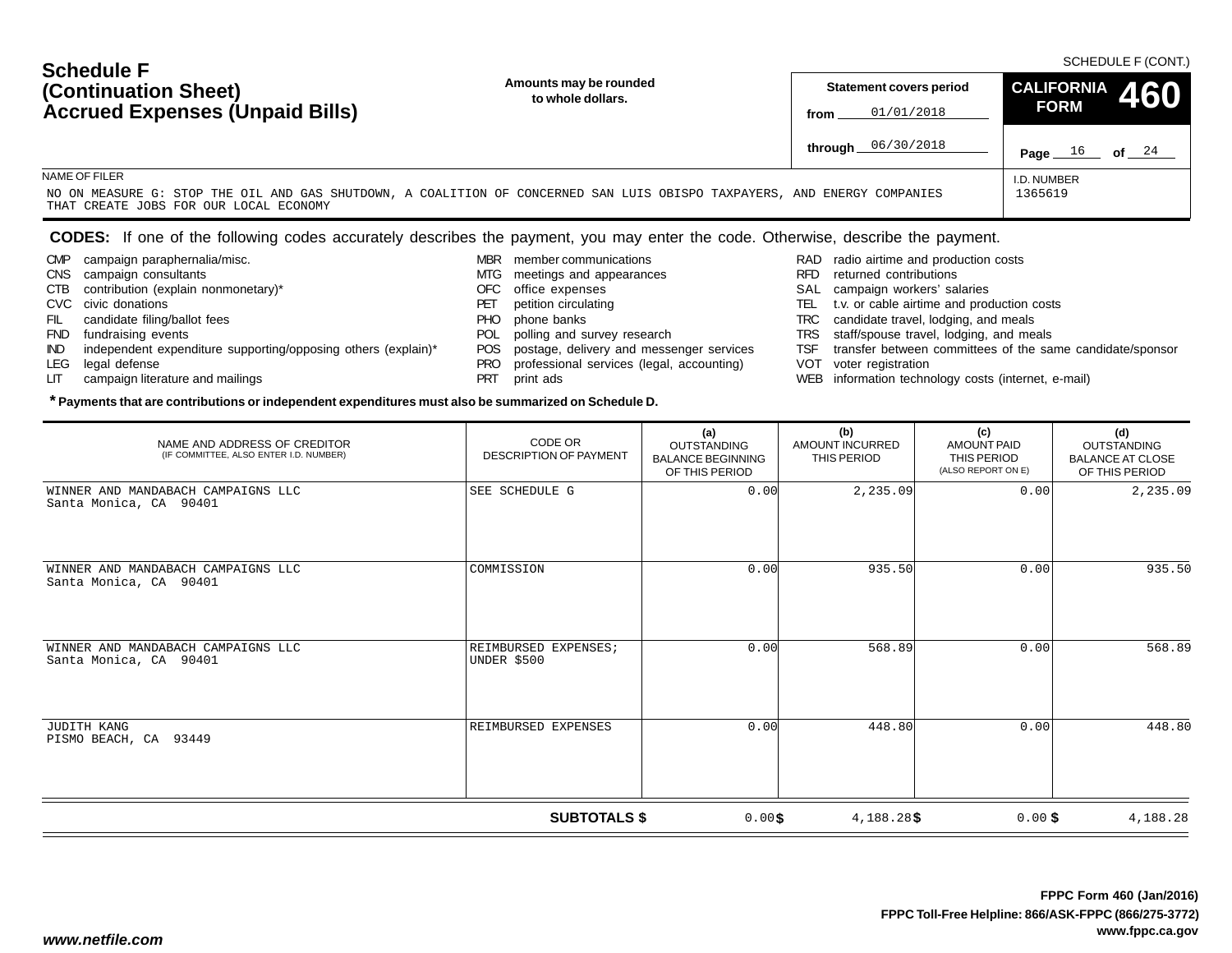SCHEDULE F (CONT.)

# Schedule F (Continuation Sheet) Accrued Expenses (Unpaid Bills)

**Amounts may be rounded to whole dollars.**

**Statement covers period**
from 01/01/2018
through 06/30/2018

**CALIFORNIA FORM 460**

Page 16 of 24

NAME OF FILER
NO ON MEASURE G: STOP THE OIL AND GAS SHUTDOWN, A COALITION OF CONCERNED SAN LUIS OBISPO TAXPAYERS, AND ENERGY COMPANIES THAT CREATE JOBS FOR OUR LOCAL ECONOMY

I.D. NUMBER
1365619

**CODES:** If one of the following codes accurately describes the payment, you may enter the code. Otherwise, describe the payment.

- CMP campaign paraphernalia/misc.
- CNS campaign consultants
- CTB contribution (explain nonmonetary)*
- CVC civic donations
- FIL candidate filing/ballot fees
- FND fundraising events
- IND independent expenditure supporting/opposing others (explain)*
- LEG legal defense
- LIT campaign literature and mailings
- MBR member communications
- MTG meetings and appearances
- OFC office expenses
- PET petition circulating
- PHO phone banks
- POL polling and survey research
- POS postage, delivery and messenger services
- PRO professional services (legal, accounting)
- PRT print ads
- RAD radio airtime and production costs
- RFD returned contributions
- SAL campaign workers' salaries
- TEL t.v. or cable airtime and production costs
- TRC candidate travel, lodging, and meals
- TRS staff/spouse travel, lodging, and meals
- TSF transfer between committees of the same candidate/sponsor
- VOT voter registration
- WEB information technology costs (internet, e-mail)

**\* Payments that are contributions or independent expenditures must also be summarized on Schedule D.**

| NAME AND ADDRESS OF CREDITOR (IF COMMITTEE, ALSO ENTER I.D. NUMBER) | CODE OR DESCRIPTION OF PAYMENT | (a) OUTSTANDING BALANCE BEGINNING OF THIS PERIOD | (b) AMOUNT INCURRED THIS PERIOD | (c) AMOUNT PAID THIS PERIOD (ALSO REPORT ON E) | (d) OUTSTANDING BALANCE AT CLOSE OF THIS PERIOD |
|---|---|---|---|---|---|
| WINNER AND MANDABACH CAMPAIGNS LLC<br>Santa Monica, CA 90401 | SEE SCHEDULE G | 0.00 | 2,235.09 | 0.00 | 2,235.09 |
| WINNER AND MANDABACH CAMPAIGNS LLC<br>Santa Monica, CA 90401 | COMMISSION | 0.00 | 935.50 | 0.00 | 935.50 |
| WINNER AND MANDABACH CAMPAIGNS LLC<br>Santa Monica, CA 90401 | REIMBURSED EXPENSES; UNDER $500 | 0.00 | 568.89 | 0.00 | 568.89 |
| JUDITH KANG<br>PISMO BEACH, CA 93449 | REIMBURSED EXPENSES | 0.00 | 448.80 | 0.00 | 448.80 |
| | **SUBTOTALS $** | 0.00 | $ 4,188.28 | $ 0.00 | $ 4,188.28 |

FPPC Form 460 (Jan/2016)
FPPC Toll-Free Helpline: 866/ASK-FPPC (866/275-3772)
www.fppc.ca.gov

*www.netfile.com*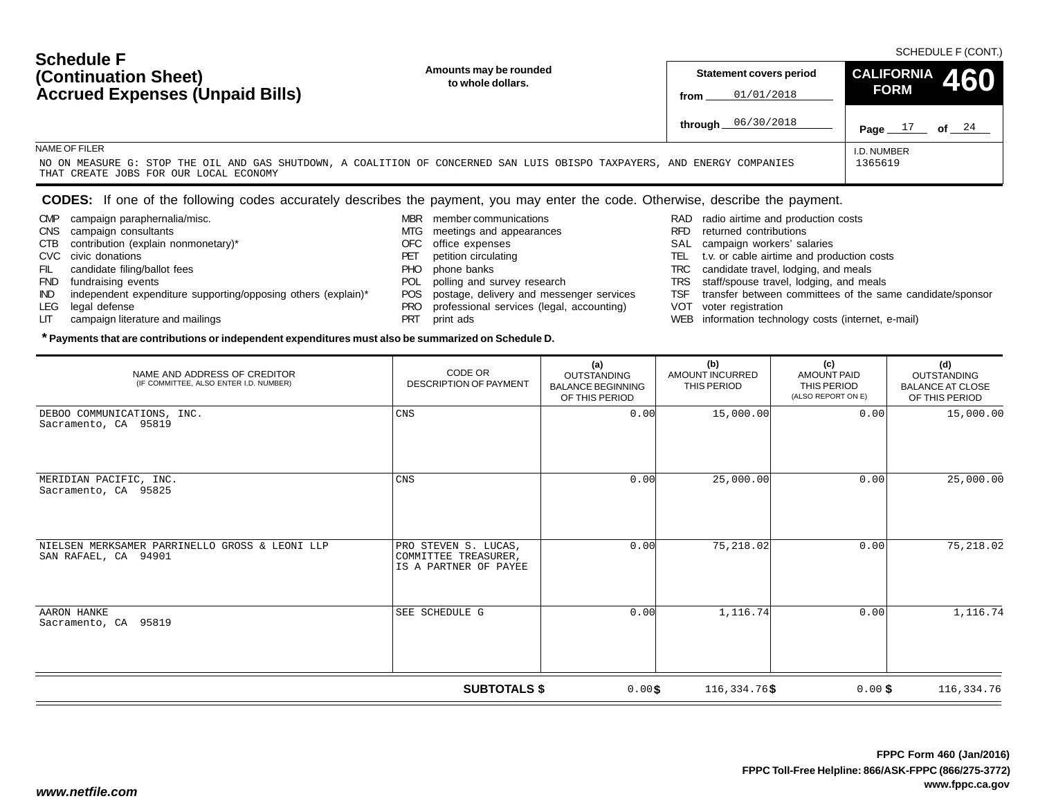SCHEDULE F (CONT.)

# Schedule F (Continuation Sheet) Accrued Expenses (Unpaid Bills)

**Amounts may be rounded to whole dollars.**

**Statement covers period**
from 01/01/2018
through 06/30/2018

**CALIFORNIA FORM 460**

NAME OF FILER
NO ON MEASURE G: STOP THE OIL AND GAS SHUTDOWN, A COALITION OF CONCERNED SAN LUIS OBISPO TAXPAYERS, AND ENERGY COMPANIES THAT CREATE JOBS FOR OUR LOCAL ECONOMY

I.D. NUMBER
1365619

**CODES:** If one of the following codes accurately describes the payment, you may enter the code. Otherwise, describe the payment.

- CMP campaign paraphernalia/misc.
- CNS campaign consultants
- CTB contribution (explain nonmonetary)*
- CVC civic donations
- FIL candidate filing/ballot fees
- FND fundraising events
- IND independent expenditure supporting/opposing others (explain)*
- LEG legal defense
- LIT campaign literature and mailings
- MBR member communications
- MTG meetings and appearances
- OFC office expenses
- PET petition circulating
- PHO phone banks
- POL polling and survey research
- POS postage, delivery and messenger services
- PRO professional services (legal, accounting)
- PRT print ads
- RAD radio airtime and production costs
- RFD returned contributions
- SAL campaign workers' salaries
- TEL t.v. or cable airtime and production costs
- TRC candidate travel, lodging, and meals
- TRS staff/spouse travel, lodging, and meals
- TSF transfer between committees of the same candidate/sponsor
- VOT voter registration
- WEB information technology costs (internet, e-mail)

**\* Payments that are contributions or independent expenditures must also be summarized on Schedule D.**

| NAME AND ADDRESS OF CREDITOR (IF COMMITTEE, ALSO ENTER I.D. NUMBER) | CODE OR DESCRIPTION OF PAYMENT | (a) OUTSTANDING BALANCE BEGINNING OF THIS PERIOD | (b) AMOUNT INCURRED THIS PERIOD | (c) AMOUNT PAID THIS PERIOD (ALSO REPORT ON E) | (d) OUTSTANDING BALANCE AT CLOSE OF THIS PERIOD |
|---|---|---|---|---|---|
| DEBOO COMMUNICATIONS, INC. Sacramento, CA 95819 | CNS | 0.00 | 15,000.00 | 0.00 | 15,000.00 |
| MERIDIAN PACIFIC, INC. Sacramento, CA 95825 | CNS | 0.00 | 25,000.00 | 0.00 | 25,000.00 |
| NIELSEN MERKSAMER PARRINELLO GROSS & LEONI LLP SAN RAFAEL, CA 94901 | PRO STEVEN S. LUCAS, COMMITTEE TREASURER, IS A PARTNER OF PAYEE | 0.00 | 75,218.02 | 0.00 | 75,218.02 |
| AARON HANKE Sacramento, CA 95819 | SEE SCHEDULE G | 0.00 | 1,116.74 | 0.00 | 1,116.74 |
| | **SUBTOTALS $** | 0.00 | $ 116,334.76 | $ 0.00 | $ 116,334.76 |

FPPC Form 460 (Jan/2016)
FPPC Toll-Free Helpline: 866/ASK-FPPC (866/275-3772)
www.fppc.ca.gov

www.netfile.com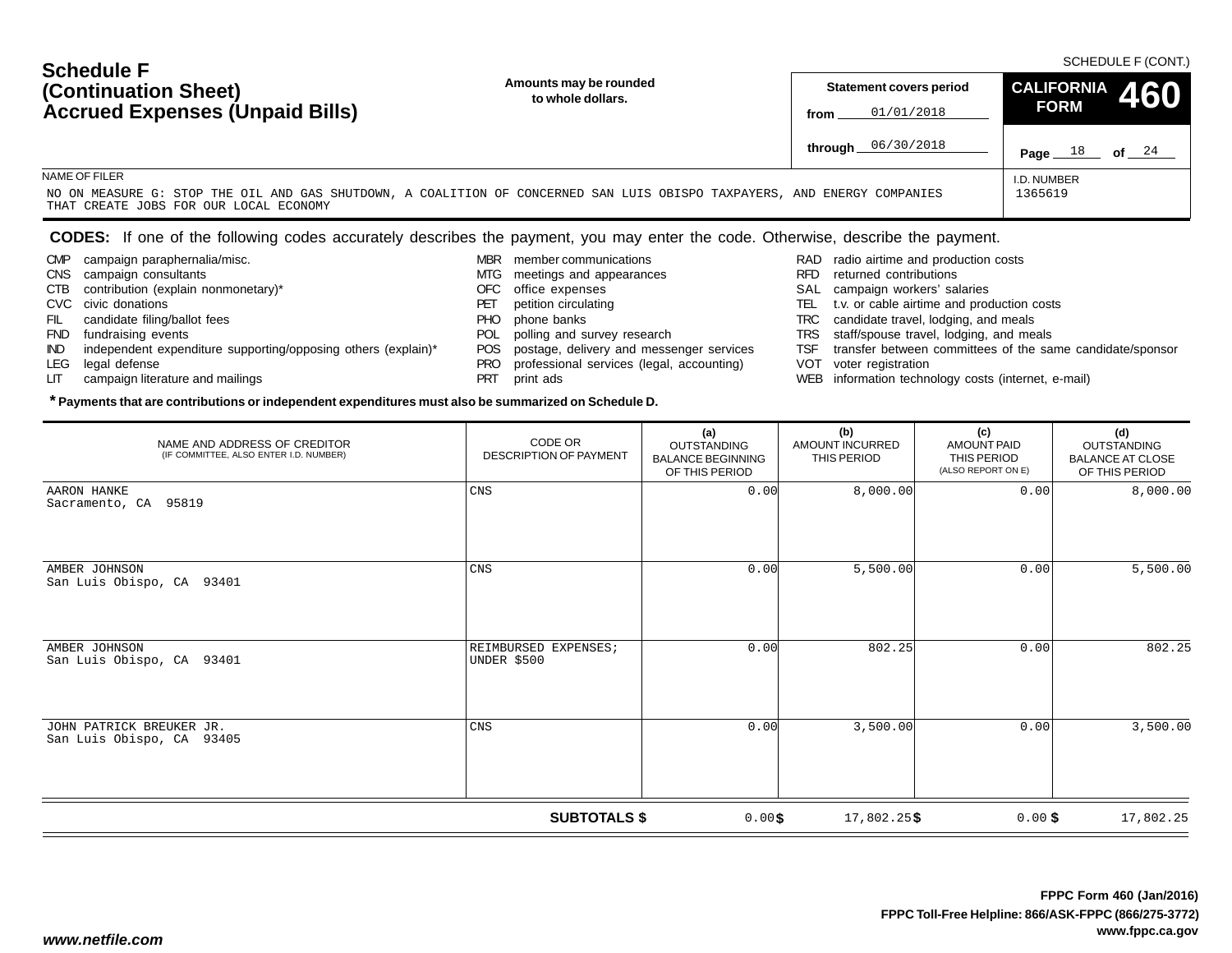SCHEDULE F (CONT.)

# Schedule F (Continuation Sheet) Accrued Expenses (Unpaid Bills)

**Amounts may be rounded to whole dollars.**

**Statement covers period**
from 01/01/2018
through 06/30/2018

**CALIFORNIA FORM 460**

Page 18 of 24

NAME OF FILER
NO ON MEASURE G: STOP THE OIL AND GAS SHUTDOWN, A COALITION OF CONCERNED SAN LUIS OBISPO TAXPAYERS, AND ENERGY COMPANIES THAT CREATE JOBS FOR OUR LOCAL ECONOMY

I.D. NUMBER
1365619

**CODES:** If one of the following codes accurately describes the payment, you may enter the code. Otherwise, describe the payment.

- CMP campaign paraphernalia/misc.
- CNS campaign consultants
- CTB contribution (explain nonmonetary)*
- CVC civic donations
- FIL candidate filing/ballot fees
- FND fundraising events
- IND independent expenditure supporting/opposing others (explain)*
- LEG legal defense
- LIT campaign literature and mailings
- MBR member communications
- MTG meetings and appearances
- OFC office expenses
- PET petition circulating
- PHO phone banks
- POL polling and survey research
- POS postage, delivery and messenger services
- PRO professional services (legal, accounting)
- PRT print ads
- RAD radio airtime and production costs
- RFD returned contributions
- SAL campaign workers' salaries
- TEL t.v. or cable airtime and production costs
- TRC candidate travel, lodging, and meals
- TRS staff/spouse travel, lodging, and meals
- TSF transfer between committees of the same candidate/sponsor
- VOT voter registration
- WEB information technology costs (internet, e-mail)

**\* Payments that are contributions or independent expenditures must also be summarized on Schedule D.**

| NAME AND ADDRESS OF CREDITOR (IF COMMITTEE, ALSO ENTER I.D. NUMBER) | CODE OR DESCRIPTION OF PAYMENT | (a) OUTSTANDING BALANCE BEGINNING OF THIS PERIOD | (b) AMOUNT INCURRED THIS PERIOD | (c) AMOUNT PAID THIS PERIOD (ALSO REPORT ON E) | (d) OUTSTANDING BALANCE AT CLOSE OF THIS PERIOD |
|---|---|---|---|---|---|
| AARON HANKE<br>Sacramento, CA 95819 | CNS | 0.00 | 8,000.00 | 0.00 | 8,000.00 |
| AMBER JOHNSON<br>San Luis Obispo, CA 93401 | CNS | 0.00 | 5,500.00 | 0.00 | 5,500.00 |
| AMBER JOHNSON<br>San Luis Obispo, CA 93401 | REIMBURSED EXPENSES; UNDER $500 | 0.00 | 802.25 | 0.00 | 802.25 |
| JOHN PATRICK BREUKER JR.<br>San Luis Obispo, CA 93405 | CNS | 0.00 | 3,500.00 | 0.00 | 3,500.00 |
| | **SUBTOTALS $** | 0.00 | $ 17,802.25 | $ 0.00 | $ 17,802.25 |

FPPC Form 460 (Jan/2016)
FPPC Toll-Free Helpline: 866/ASK-FPPC (866/275-3772)
www.fppc.ca.gov

*www.netfile.com*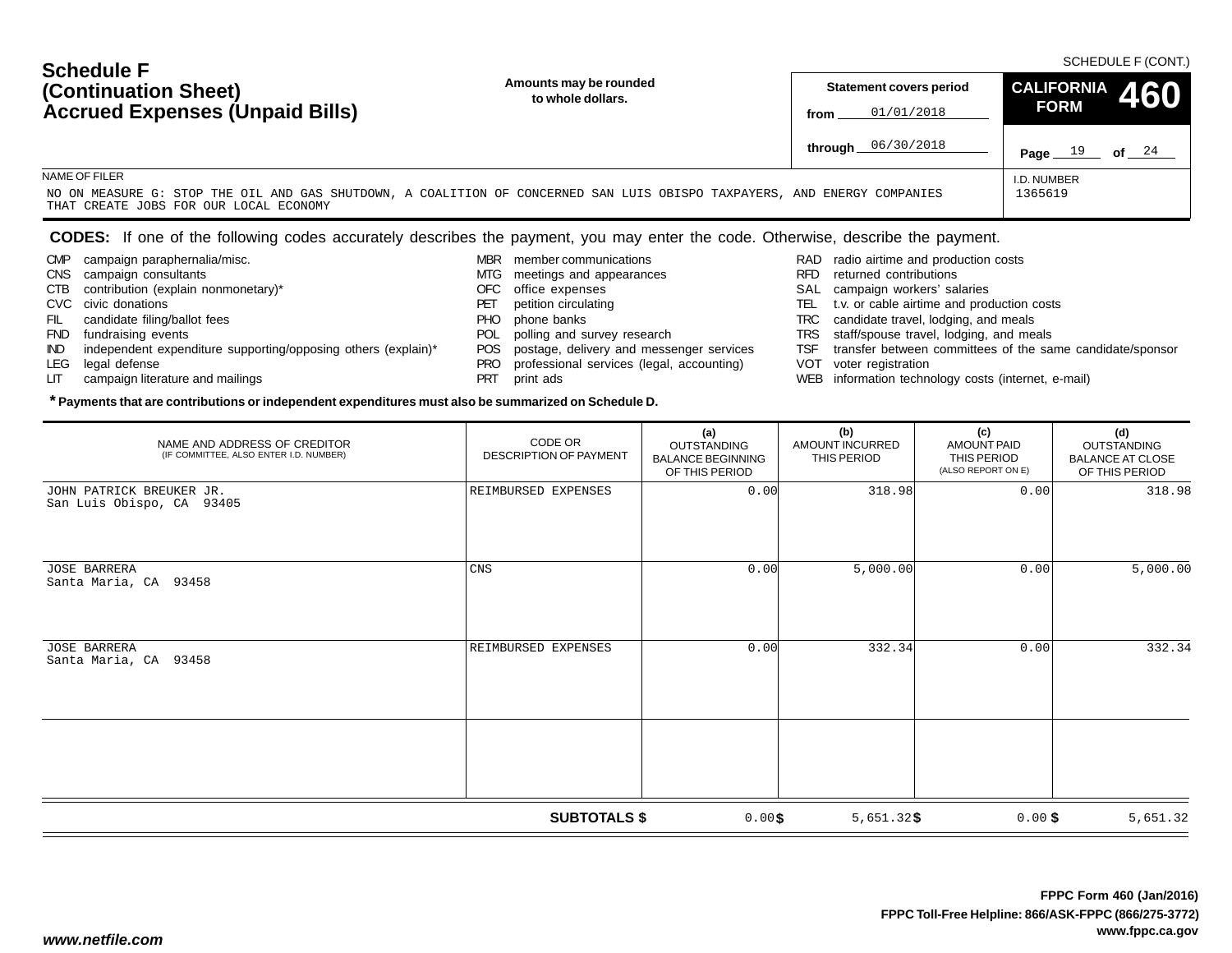SCHEDULE F (CONT.)

# Schedule F (Continuation Sheet) Accrued Expenses (Unpaid Bills)

**Amounts may be rounded to whole dollars.**

**Statement covers period**
from 01/01/2018
through 06/30/2018

**CALIFORNIA FORM 460**

NAME OF FILER
NO ON MEASURE G: STOP THE OIL AND GAS SHUTDOWN, A COALITION OF CONCERNED SAN LUIS OBISPO TAXPAYERS, AND ENERGY COMPANIES THAT CREATE JOBS FOR OUR LOCAL ECONOMY

I.D. NUMBER
1365619

**CODES:** If one of the following codes accurately describes the payment, you may enter the code. Otherwise, describe the payment.

- CMP campaign paraphernalia/misc.
- CNS campaign consultants
- CTB contribution (explain nonmonetary)*
- CVC civic donations
- FIL candidate filing/ballot fees
- FND fundraising events
- IND independent expenditure supporting/opposing others (explain)*
- LEG legal defense
- LIT campaign literature and mailings
- MBR member communications
- MTG meetings and appearances
- OFC office expenses
- PET petition circulating
- PHO phone banks
- POL polling and survey research
- POS postage, delivery and messenger services
- PRO professional services (legal, accounting)
- PRT print ads
- RAD radio airtime and production costs
- RFD returned contributions
- SAL campaign workers' salaries
- TEL t.v. or cable airtime and production costs
- TRC candidate travel, lodging, and meals
- TRS staff/spouse travel, lodging, and meals
- TSF transfer between committees of the same candidate/sponsor
- VOT voter registration
- WEB information technology costs (internet, e-mail)

**\* Payments that are contributions or independent expenditures must also be summarized on Schedule D.**

| NAME AND ADDRESS OF CREDITOR (IF COMMITTEE, ALSO ENTER I.D. NUMBER) | CODE OR DESCRIPTION OF PAYMENT | (a) OUTSTANDING BALANCE BEGINNING OF THIS PERIOD | (b) AMOUNT INCURRED THIS PERIOD | (c) AMOUNT PAID THIS PERIOD (ALSO REPORT ON E) | (d) OUTSTANDING BALANCE AT CLOSE OF THIS PERIOD |
|---|---|---|---|---|---|
| JOHN PATRICK BREUKER JR.<br>San Luis Obispo, CA 93405 | REIMBURSED EXPENSES | 0.00 | 318.98 | 0.00 | 318.98 |
| JOSE BARRERA<br>Santa Maria, CA 93458 | CNS | 0.00 | 5,000.00 | 0.00 | 5,000.00 |
| JOSE BARRERA<br>Santa Maria, CA 93458 | REIMBURSED EXPENSES | 0.00 | 332.34 | 0.00 | 332.34 |
| | | | | | |
| | **SUBTOTALS $** | 0.00 | $ 5,651.32 | $ 0.00 | $ 5,651.32 |

FPPC Form 460 (Jan/2016)
FPPC Toll-Free Helpline: 866/ASK-FPPC (866/275-3772)
www.fppc.ca.gov

*www.netfile.com*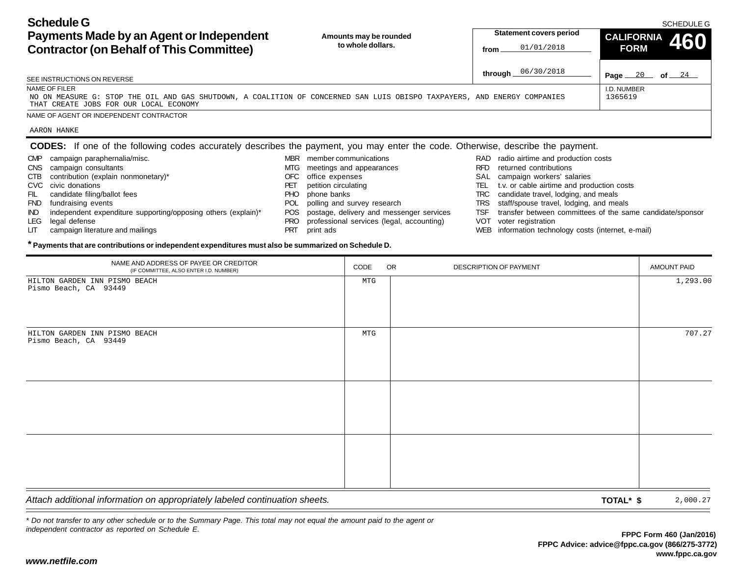# Schedule G
## Payments Made by an Agent or Independent Contractor (on Behalf of This Committee)

SCHEDULE G

**Amounts may be rounded to whole dollars.**

**Statement covers period**
from 01/01/2018
through 06/30/2018

**CALIFORNIA FORM 460**

SEE INSTRUCTIONS ON REVERSE

NAME OF FILER
NO ON MEASURE G: STOP THE OIL AND GAS SHUTDOWN, A COALITION OF CONCERNED SAN LUIS OBISPO TAXPAYERS, AND ENERGY COMPANIES THAT CREATE JOBS FOR OUR LOCAL ECONOMY

I.D. NUMBER
1365619

NAME OF AGENT OR INDEPENDENT CONTRACTOR
AARON HANKE

**CODES:** If one of the following codes accurately describes the payment, you may enter the code. Otherwise, describe the payment.

- CMP campaign paraphernalia/misc.
- CNS campaign consultants
- CTB contribution (explain nonmonetary)*
- CVC civic donations
- FIL candidate filing/ballot fees
- FND fundraising events
- IND independent expenditure supporting/opposing others (explain)*
- LEG legal defense
- LIT campaign literature and mailings
- MBR member communications
- MTG meetings and appearances
- OFC office expenses
- PET petition circulating
- PHO phone banks
- POL polling and survey research
- POS postage, delivery and messenger services
- PRO professional services (legal, accounting)
- PRT print ads
- RAD radio airtime and production costs
- RFD returned contributions
- SAL campaign workers' salaries
- TEL t.v. or cable airtime and production costs
- TRC candidate travel, lodging, and meals
- TRS staff/spouse travel, lodging, and meals
- TSF transfer between committees of the same candidate/sponsor
- VOT voter registration
- WEB information technology costs (internet, e-mail)

**\* Payments that are contributions or independent expenditures must also be summarized on Schedule D.**

| NAME AND ADDRESS OF PAYEE OR CREDITOR (IF COMMITTEE, ALSO ENTER I.D. NUMBER) | CODE | OR DESCRIPTION OF PAYMENT | AMOUNT PAID |
|---|---|---|---|
| HILTON GARDEN INN PISMO BEACH<br>Pismo Beach, CA 93449 | MTG | | 1,293.00 |
| HILTON GARDEN INN PISMO BEACH<br>Pismo Beach, CA 93449 | MTG | | 707.27 |
| | | | |
| | | | |

*Attach additional information on appropriately labeled continuation sheets.*

**TOTAL\* $** 2,000.27

*\* Do not transfer to any other schedule or to the Summary Page. This total may not equal the amount paid to the agent or independent contractor as reported on Schedule E.*

**FPPC Form 460 (Jan/2016)**
**FPPC Advice: advice@fppc.ca.gov (866/275-3772)**
**www.fppc.ca.gov**

***www.netfile.com***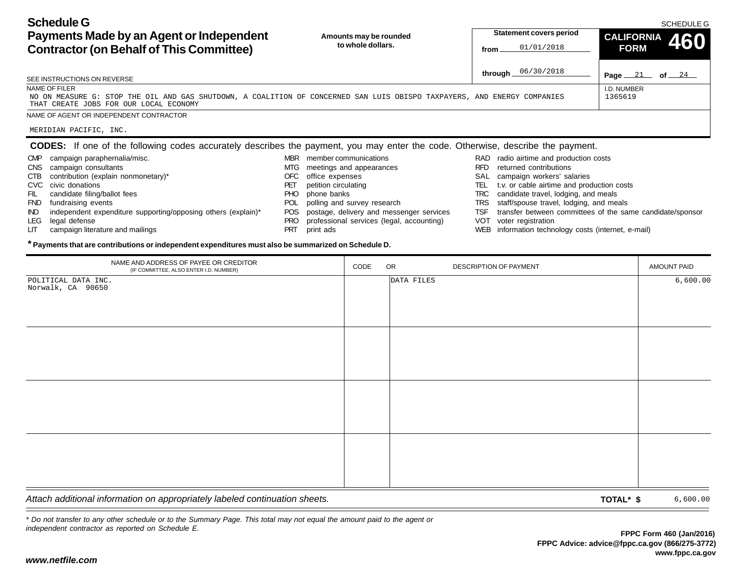# Schedule G

## Payments Made by an Agent or Independent Contractor (on Behalf of This Committee)

SCHEDULE G

**Amounts may be rounded to whole dollars.**

**Statement covers period**

**from** 01/01/2018

**through** 06/30/2018

**CALIFORNIA FORM 460**

**Page** 21 **of** 24

SEE INSTRUCTIONS ON REVERSE

NAME OF FILER
NO ON MEASURE G: STOP THE OIL AND GAS SHUTDOWN, A COALITION OF CONCERNED SAN LUIS OBISPO TAXPAYERS, AND ENERGY COMPANIES THAT CREATE JOBS FOR OUR LOCAL ECONOMY

I.D. NUMBER
1365619

NAME OF AGENT OR INDEPENDENT CONTRACTOR
MERIDIAN PACIFIC, INC.

**CODES:** If one of the following codes accurately describes the payment, you may enter the code. Otherwise, describe the payment.

- CMP campaign paraphernalia/misc.
- CNS campaign consultants
- CTB contribution (explain nonmonetary)*
- CVC civic donations
- FIL candidate filing/ballot fees
- FND fundraising events
- IND independent expenditure supporting/opposing others (explain)*
- LEG legal defense
- LIT campaign literature and mailings
- MBR member communications
- MTG meetings and appearances
- OFC office expenses
- PET petition circulating
- PHO phone banks
- POL polling and survey research
- POS postage, delivery and messenger services
- PRO professional services (legal, accounting)
- PRT print ads
- RAD radio airtime and production costs
- RFD returned contributions
- SAL campaign workers' salaries
- TEL t.v. or cable airtime and production costs
- TRC candidate travel, lodging, and meals
- TRS staff/spouse travel, lodging, and meals
- TSF transfer between committees of the same candidate/sponsor
- VOT voter registration
- WEB information technology costs (internet, e-mail)

**\* Payments that are contributions or independent expenditures must also be summarized on Schedule D.**

| NAME AND ADDRESS OF PAYEE OR CREDITOR (IF COMMITTEE, ALSO ENTER I.D. NUMBER) | CODE | OR DESCRIPTION OF PAYMENT | AMOUNT PAID |
|---|---|---|---|
| POLITICAL DATA INC.<br>Norwalk, CA 90650 | | DATA FILES | 6,600.00 |
| | | | |
| | | | |
| | | | |

*Attach additional information on appropriately labeled continuation sheets.*

**TOTAL\* $** 6,600.00

*\* Do not transfer to any other schedule or to the Summary Page. This total may not equal the amount paid to the agent or independent contractor as reported on Schedule E.*

**FPPC Form 460 (Jan/2016)**
**FPPC Advice: advice@fppc.ca.gov (866/275-3772)**
**www.fppc.ca.gov**

***www.netfile.com***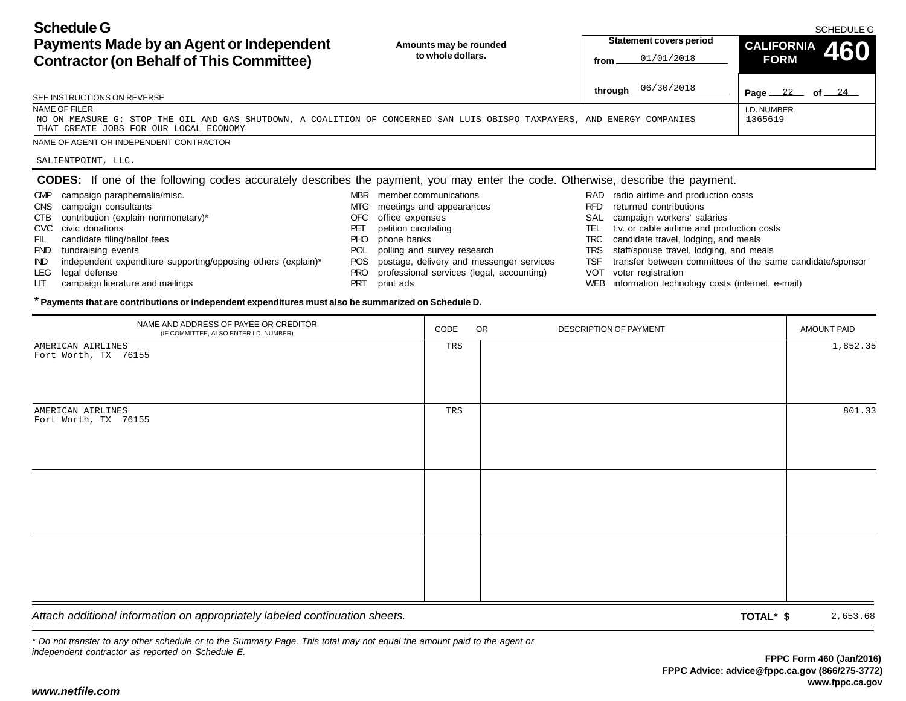# Schedule G
## Payments Made by an Agent or Independent Contractor (on Behalf of This Committee)

SCHEDULE G

Amounts may be rounded to whole dollars.

**Statement covers period**
from 01/01/2018
through 06/30/2018

**CALIFORNIA FORM 460**

Page 22 of 24

SEE INSTRUCTIONS ON REVERSE

NAME OF FILER
NO ON MEASURE G: STOP THE OIL AND GAS SHUTDOWN, A COALITION OF CONCERNED SAN LUIS OBISPO TAXPAYERS, AND ENERGY COMPANIES THAT CREATE JOBS FOR OUR LOCAL ECONOMY

I.D. NUMBER
1365619

NAME OF AGENT OR INDEPENDENT CONTRACTOR
SALIENTPOINT, LLC.

**CODES:** If one of the following codes accurately describes the payment, you may enter the code. Otherwise, describe the payment.

- CMP campaign paraphernalia/misc.
- CNS campaign consultants
- CTB contribution (explain nonmonetary)*
- CVC civic donations
- FIL candidate filing/ballot fees
- FND fundraising events
- IND independent expenditure supporting/opposing others (explain)*
- LEG legal defense
- LIT campaign literature and mailings
- MBR member communications
- MTG meetings and appearances
- OFC office expenses
- PET petition circulating
- PHO phone banks
- POL polling and survey research
- POS postage, delivery and messenger services
- PRO professional services (legal, accounting)
- PRT print ads
- RAD radio airtime and production costs
- RFD returned contributions
- SAL campaign workers' salaries
- TEL t.v. or cable airtime and production costs
- TRC candidate travel, lodging, and meals
- TRS staff/spouse travel, lodging, and meals
- TSF transfer between committees of the same candidate/sponsor
- VOT voter registration
- WEB information technology costs (internet, e-mail)

**\* Payments that are contributions or independent expenditures must also be summarized on Schedule D.**

| NAME AND ADDRESS OF PAYEE OR CREDITOR (IF COMMITTEE, ALSO ENTER I.D. NUMBER) | CODE | OR DESCRIPTION OF PAYMENT | AMOUNT PAID |
|---|---|---|---|
| AMERICAN AIRLINES<br>Fort Worth, TX 76155 | TRS | | 1,852.35 |
| AMERICAN AIRLINES<br>Fort Worth, TX 76155 | TRS | | 801.33 |
| | | | |
| | | | |

*Attach additional information on appropriately labeled continuation sheets.*

**TOTAL\* $** 2,653.68

*\* Do not transfer to any other schedule or to the Summary Page. This total may not equal the amount paid to the agent or independent contractor as reported on Schedule E.*

**FPPC Form 460 (Jan/2016)**
**FPPC Advice: advice@fppc.ca.gov (866/275-3772)**
**www.fppc.ca.gov**

***www.netfile.com***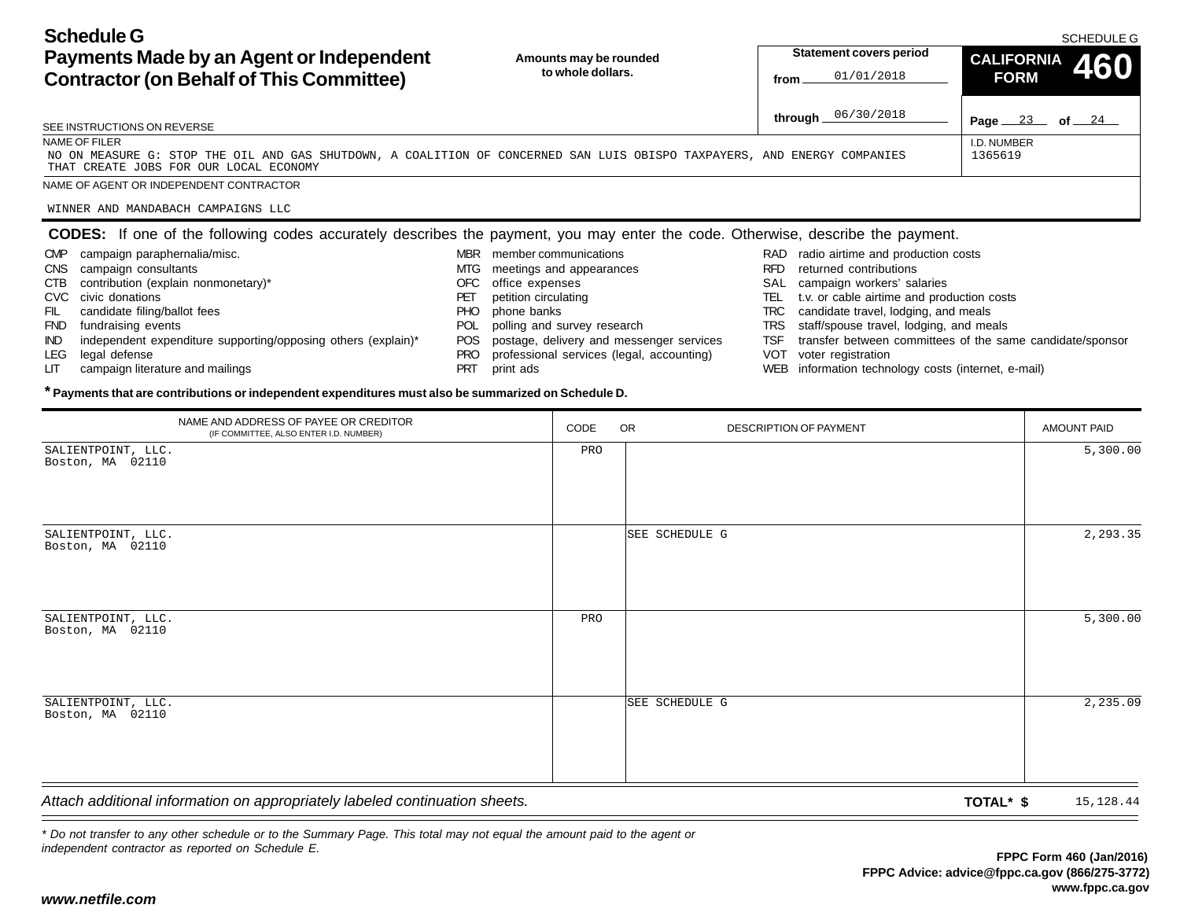# Schedule G
## Payments Made by an Agent or Independent Contractor (on Behalf of This Committee)

SCHEDULE G

**Amounts may be rounded to whole dollars.**

**Statement covers period**
from 01/01/2018
through 06/30/2018

**CALIFORNIA FORM 460**

SEE INSTRUCTIONS ON REVERSE

NAME OF FILER
NO ON MEASURE G: STOP THE OIL AND GAS SHUTDOWN, A COALITION OF CONCERNED SAN LUIS OBISPO TAXPAYERS, AND ENERGY COMPANIES THAT CREATE JOBS FOR OUR LOCAL ECONOMY

I.D. NUMBER
1365619

NAME OF AGENT OR INDEPENDENT CONTRACTOR
WINNER AND MANDABACH CAMPAIGNS LLC

**CODES:** If one of the following codes accurately describes the payment, you may enter the code. Otherwise, describe the payment.

- CMP campaign paraphernalia/misc.
- CNS campaign consultants
- CTB contribution (explain nonmonetary)*
- CVC civic donations
- FIL candidate filing/ballot fees
- FND fundraising events
- IND independent expenditure supporting/opposing others (explain)*
- LEG legal defense
- LIT campaign literature and mailings
- MBR member communications
- MTG meetings and appearances
- OFC office expenses
- PET petition circulating
- PHO phone banks
- POL polling and survey research
- POS postage, delivery and messenger services
- PRO professional services (legal, accounting)
- PRT print ads
- RAD radio airtime and production costs
- RFD returned contributions
- SAL campaign workers' salaries
- TEL t.v. or cable airtime and production costs
- TRC candidate travel, lodging, and meals
- TRS staff/spouse travel, lodging, and meals
- TSF transfer between committees of the same candidate/sponsor
- VOT voter registration
- WEB information technology costs (internet, e-mail)

**\* Payments that are contributions or independent expenditures must also be summarized on Schedule D.**

| NAME AND ADDRESS OF PAYEE OR CREDITOR (IF COMMITTEE, ALSO ENTER I.D. NUMBER) | CODE | OR DESCRIPTION OF PAYMENT | AMOUNT PAID |
|---|---|---|---|
| SALIENTPOINT, LLC. Boston, MA 02110 | PRO | | 5,300.00 |
| SALIENTPOINT, LLC. Boston, MA 02110 | | SEE SCHEDULE G | 2,293.35 |
| SALIENTPOINT, LLC. Boston, MA 02110 | PRO | | 5,300.00 |
| SALIENTPOINT, LLC. Boston, MA 02110 | | SEE SCHEDULE G | 2,235.09 |

*Attach additional information on appropriately labeled continuation sheets.*

**TOTAL\* $** 15,128.44

*\* Do not transfer to any other schedule or to the Summary Page. This total may not equal the amount paid to the agent or independent contractor as reported on Schedule E.*

**FPPC Form 460 (Jan/2016)**
**FPPC Advice: advice@fppc.ca.gov (866/275-3772)**
**www.fppc.ca.gov**

***www.netfile.com***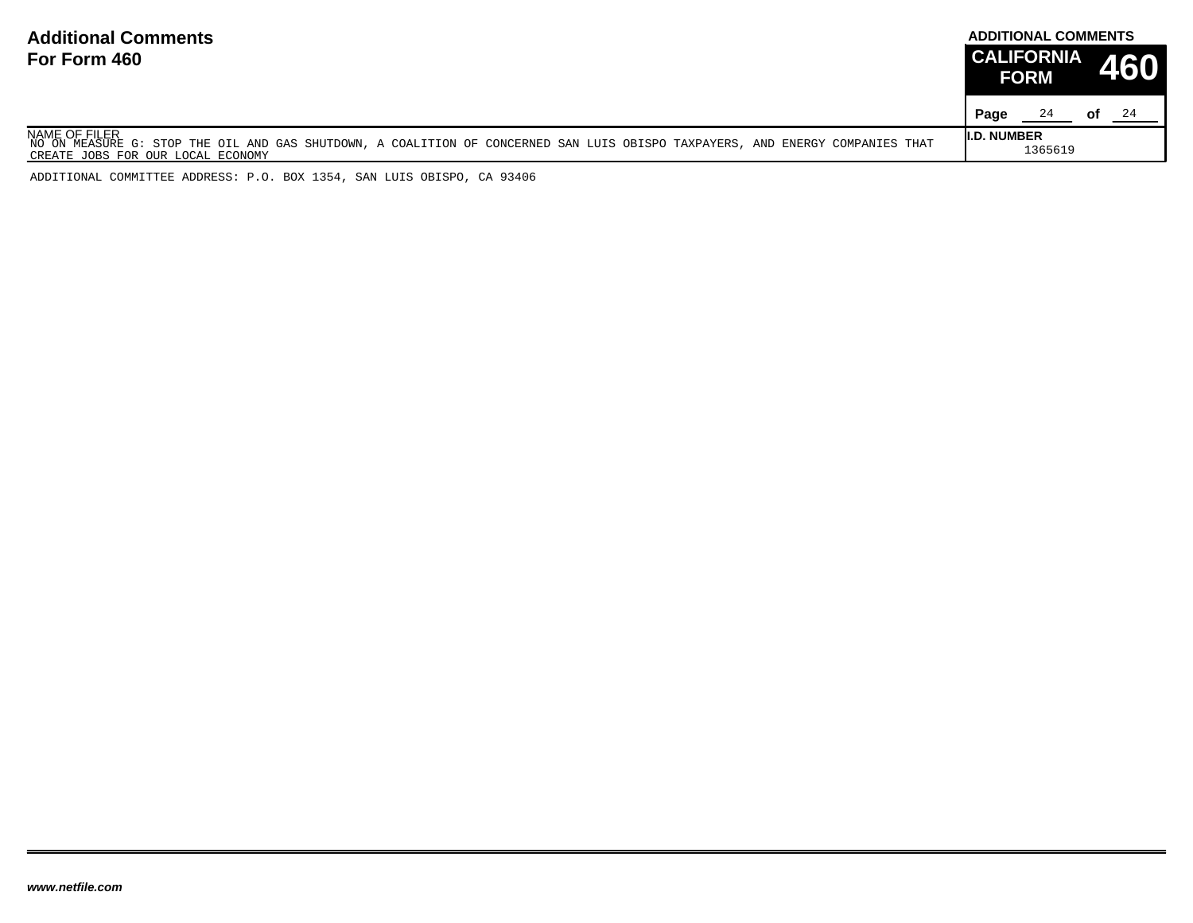# Additional Comments For Form 460

**ADDITIONAL COMMENTS**
**CALIFORNIA FORM 460**

Page 24 of 24

| NAME OF FILER | I.D. NUMBER |
|---|---|
| NO ON MEASURE G: STOP THE OIL AND GAS SHUTDOWN, A COALITION OF CONCERNED SAN LUIS OBISPO TAXPAYERS, AND ENERGY COMPANIES THAT CREATE JOBS FOR OUR LOCAL ECONOMY | 1365619 |

ADDITIONAL COMMITTEE ADDRESS: P.O. BOX 1354, SAN LUIS OBISPO, CA 93406

*www.netfile.com*